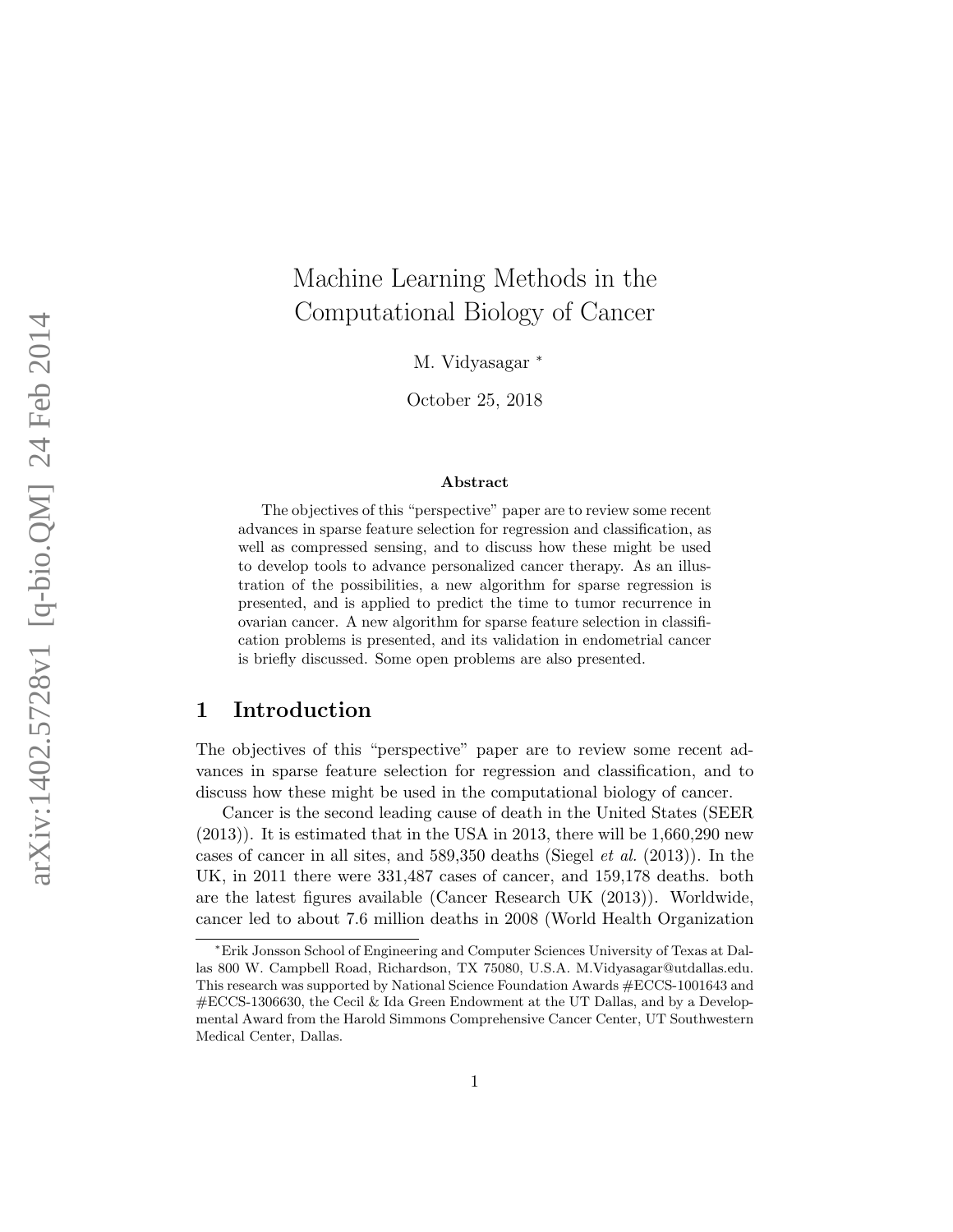# Machine Learning Methods in the Computational Biology of Cancer

M. Vidyasagar *

October 25, 2018

**Abstract**

The objectives of this "perspective" paper are to review some recent advances in sparse feature selection for regression and classification, as well as compressed sensing, and to discuss how these might be used to develop tools to advance personalized cancer therapy. As an illustration of the possibilities, a new algorithm for sparse regression is presented, and is applied to predict the time to tumor recurrence in ovarian cancer. A new algorithm for sparse feature selection in classification problems is presented, and its validation in endometrial cancer is briefly discussed. Some open problems are also presented.

## 1 Introduction

The objectives of this "perspective" paper are to review some recent advances in sparse feature selection for regression and classification, and to discuss how these might be used in the computational biology of cancer.

Cancer is the second leading cause of death in the United States (SEER (2013)). It is estimated that in the USA in 2013, there will be 1,660,290 new cases of cancer in all sites, and 589,350 deaths (Siegel *et al.* (2013)). In the UK, in 2011 there were 331,487 cases of cancer, and 159,178 deaths. both are the latest figures available (Cancer Research UK (2013)). Worldwide, cancer led to about 7.6 million deaths in 2008 (World Health Organization

---

*Erik Jonsson School of Engineering and Computer Sciences University of Texas at Dallas 800 W. Campbell Road, Richardson, TX 75080, U.S.A. M.Vidyasagar@utdallas.edu. This research was supported by National Science Foundation Awards #ECCS-1001643 and #ECCS-1306630, the Cecil & Ida Green Endowment at the UT Dallas, and by a Developmental Award from the Harold Simmons Comprehensive Cancer Center, UT Southwestern Medical Center, Dallas.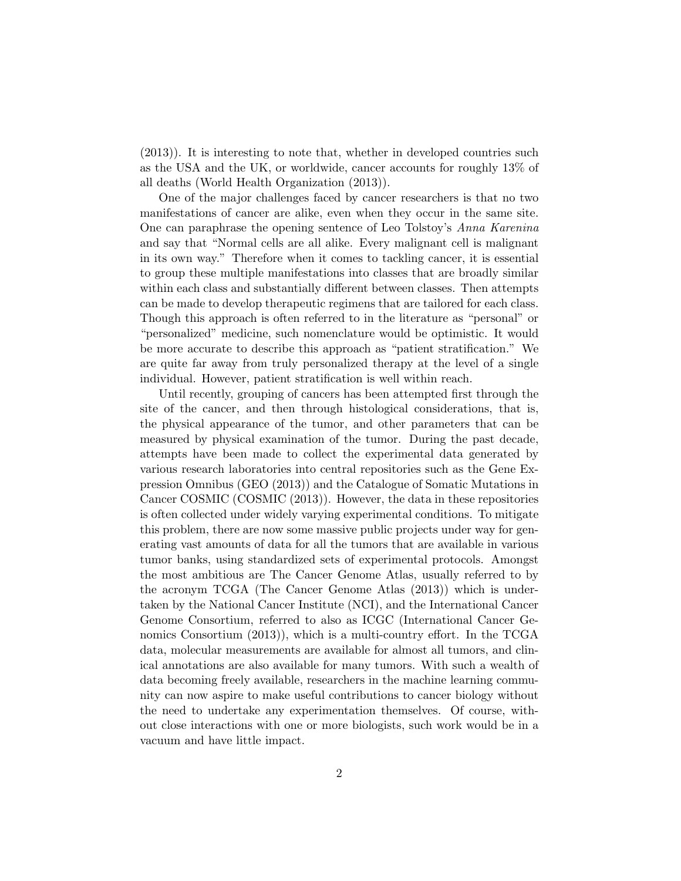(2013)). It is interesting to note that, whether in developed countries such as the USA and the UK, or worldwide, cancer accounts for roughly 13% of all deaths (World Health Organization (2013)).

One of the major challenges faced by cancer researchers is that no two manifestations of cancer are alike, even when they occur in the same site. One can paraphrase the opening sentence of Leo Tolstoy's *Anna Karenina* and say that "Normal cells are all alike. Every malignant cell is malignant in its own way." Therefore when it comes to tackling cancer, it is essential to group these multiple manifestations into classes that are broadly similar within each class and substantially different between classes. Then attempts can be made to develop therapeutic regimens that are tailored for each class. Though this approach is often referred to in the literature as "personal" or "personalized" medicine, such nomenclature would be optimistic. It would be more accurate to describe this approach as "patient stratification." We are quite far away from truly personalized therapy at the level of a single individual. However, patient stratification is well within reach.

Until recently, grouping of cancers has been attempted first through the site of the cancer, and then through histological considerations, that is, the physical appearance of the tumor, and other parameters that can be measured by physical examination of the tumor. During the past decade, attempts have been made to collect the experimental data generated by various research laboratories into central repositories such as the Gene Expression Omnibus (GEO (2013)) and the Catalogue of Somatic Mutations in Cancer COSMIC (COSMIC (2013)). However, the data in these repositories is often collected under widely varying experimental conditions. To mitigate this problem, there are now some massive public projects under way for generating vast amounts of data for all the tumors that are available in various tumor banks, using standardized sets of experimental protocols. Amongst the most ambitious are The Cancer Genome Atlas, usually referred to by the acronym TCGA (The Cancer Genome Atlas (2013)) which is undertaken by the National Cancer Institute (NCI), and the International Cancer Genome Consortium, referred to also as ICGC (International Cancer Genomics Consortium (2013)), which is a multi-country effort. In the TCGA data, molecular measurements are available for almost all tumors, and clinical annotations are also available for many tumors. With such a wealth of data becoming freely available, researchers in the machine learning community can now aspire to make useful contributions to cancer biology without the need to undertake any experimentation themselves. Of course, without close interactions with one or more biologists, such work would be in a vacuum and have little impact.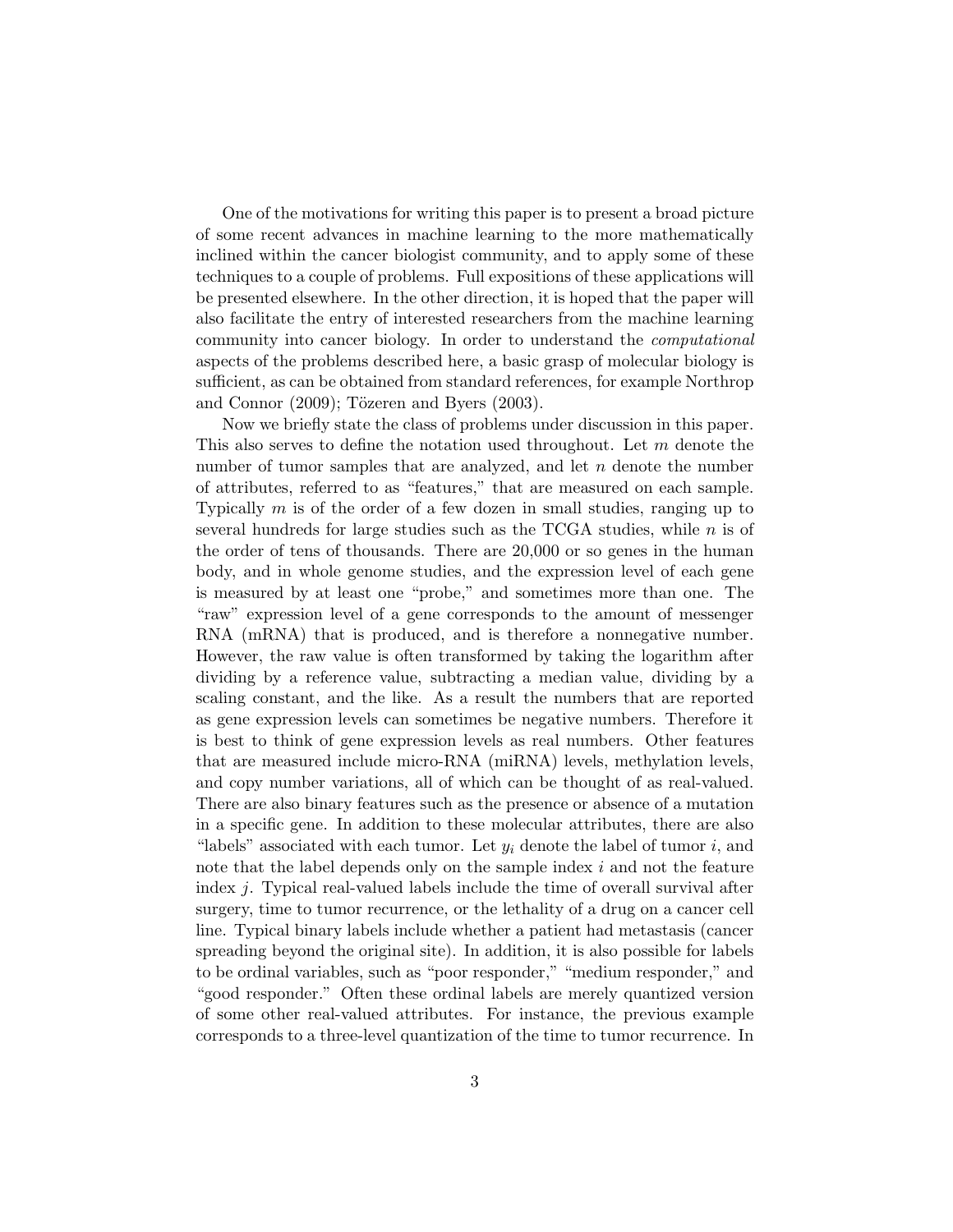One of the motivations for writing this paper is to present a broad picture of some recent advances in machine learning to the more mathematically inclined within the cancer biologist community, and to apply some of these techniques to a couple of problems. Full expositions of these applications will be presented elsewhere. In the other direction, it is hoped that the paper will also facilitate the entry of interested researchers from the machine learning community into cancer biology. In order to understand the *computational* aspects of the problems described here, a basic grasp of molecular biology is sufficient, as can be obtained from standard references, for example Northrop and Connor (2009); Tözeren and Byers (2003).

Now we briefly state the class of problems under discussion in this paper. This also serves to define the notation used throughout. Let $m$ denote the number of tumor samples that are analyzed, and let $n$ denote the number of attributes, referred to as "features," that are measured on each sample. Typically $m$ is of the order of a few dozen in small studies, ranging up to several hundreds for large studies such as the TCGA studies, while $n$ is of the order of tens of thousands. There are 20,000 or so genes in the human body, and in whole genome studies, and the expression level of each gene is measured by at least one "probe," and sometimes more than one. The "raw" expression level of a gene corresponds to the amount of messenger RNA (mRNA) that is produced, and is therefore a nonnegative number. However, the raw value is often transformed by taking the logarithm after dividing by a reference value, subtracting a median value, dividing by a scaling constant, and the like. As a result the numbers that are reported as gene expression levels can sometimes be negative numbers. Therefore it is best to think of gene expression levels as real numbers. Other features that are measured include micro-RNA (miRNA) levels, methylation levels, and copy number variations, all of which can be thought of as real-valued. There are also binary features such as the presence or absence of a mutation in a specific gene. In addition to these molecular attributes, there are also "labels" associated with each tumor. Let $y_i$ denote the label of tumor $i$, and note that the label depends only on the sample index $i$ and not the feature index $j$. Typical real-valued labels include the time of overall survival after surgery, time to tumor recurrence, or the lethality of a drug on a cancer cell line. Typical binary labels include whether a patient had metastasis (cancer spreading beyond the original site). In addition, it is also possible for labels to be ordinal variables, such as "poor responder," "medium responder," and "good responder." Often these ordinal labels are merely quantized version of some other real-valued attributes. For instance, the previous example corresponds to a three-level quantization of the time to tumor recurrence. In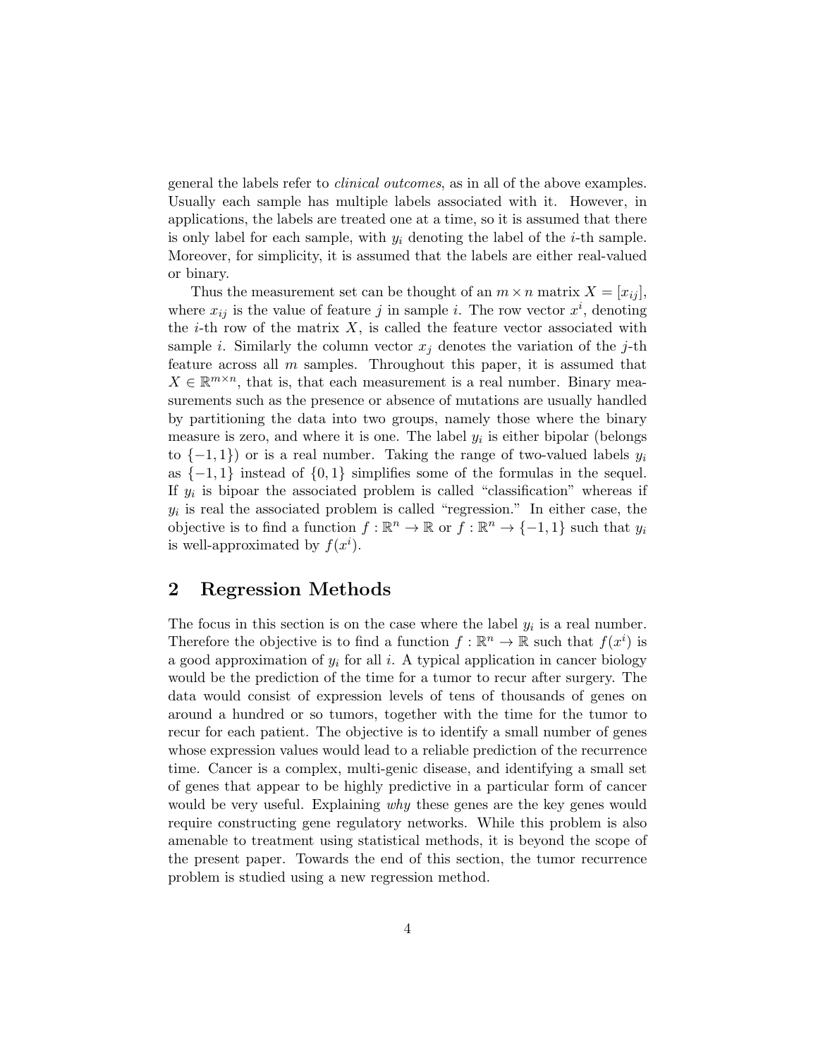general the labels refer to *clinical outcomes*, as in all of the above examples. Usually each sample has multiple labels associated with it. However, in applications, the labels are treated one at a time, so it is assumed that there is only label for each sample, with $y_i$ denoting the label of the $i$-th sample. Moreover, for simplicity, it is assumed that the labels are either real-valued or binary.

Thus the measurement set can be thought of an $m \times n$ matrix $X = [x_{ij}]$, where $x_{ij}$ is the value of feature $j$ in sample $i$. The row vector $x^i$, denoting the $i$-th row of the matrix $X$, is called the feature vector associated with sample $i$. Similarly the column vector $x_j$ denotes the variation of the $j$-th feature across all $m$ samples. Throughout this paper, it is assumed that $X \in \mathbb{R}^{m \times n}$, that is, that each measurement is a real number. Binary measurements such as the presence or absence of mutations are usually handled by partitioning the data into two groups, namely those where the binary measure is zero, and where it is one. The label $y_i$ is either bipolar (belongs to $\{-1, 1\}$) or is a real number. Taking the range of two-valued labels $y_i$ as $\{-1, 1\}$ instead of $\{0, 1\}$ simplifies some of the formulas in the sequel. If $y_i$ is bipoar the associated problem is called "classification" whereas if $y_i$ is real the associated problem is called "regression." In either case, the objective is to find a function $f : \mathbb{R}^n \to \mathbb{R}$ or $f : \mathbb{R}^n \to \{-1, 1\}$ such that $y_i$ is well-approximated by $f(x^i)$.

## 2 Regression Methods

The focus in this section is on the case where the label $y_i$ is a real number. Therefore the objective is to find a function $f : \mathbb{R}^n \to \mathbb{R}$ such that $f(x^i)$ is a good approximation of $y_i$ for all $i$. A typical application in cancer biology would be the prediction of the time for a tumor to recur after surgery. The data would consist of expression levels of tens of thousands of genes on around a hundred or so tumors, together with the time for the tumor to recur for each patient. The objective is to identify a small number of genes whose expression values would lead to a reliable prediction of the recurrence time. Cancer is a complex, multi-genic disease, and identifying a small set of genes that appear to be highly predictive in a particular form of cancer would be very useful. Explaining *why* these genes are the key genes would require constructing gene regulatory networks. While this problem is also amenable to treatment using statistical methods, it is beyond the scope of the present paper. Towards the end of this section, the tumor recurrence problem is studied using a new regression method.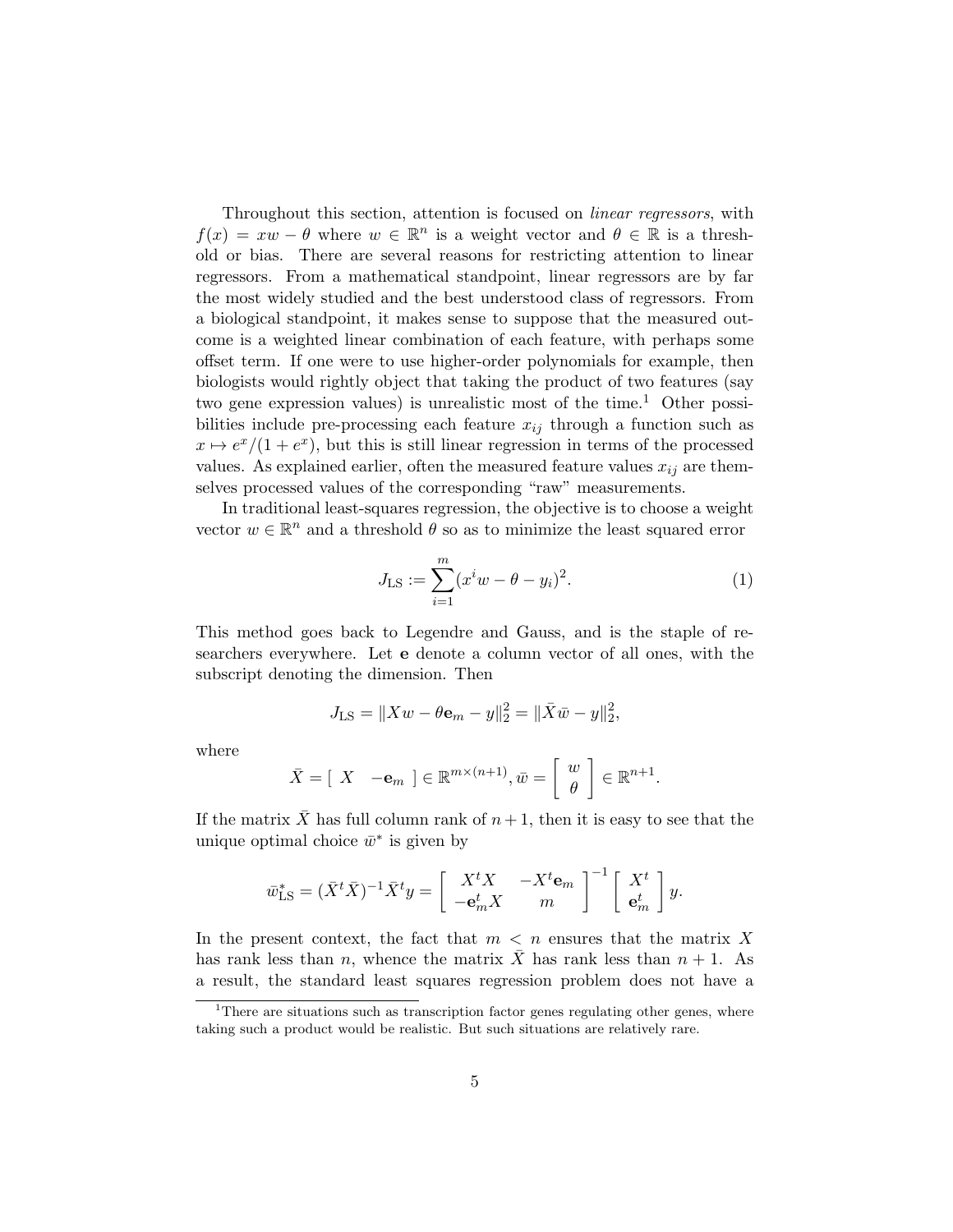Throughout this section, attention is focused on *linear regressors*, with $f(x) = xw - \theta$ where $w \in \mathbb{R}^n$ is a weight vector and $\theta \in \mathbb{R}$ is a threshold or bias. There are several reasons for restricting attention to linear regressors. From a mathematical standpoint, linear regressors are by far the most widely studied and the best understood class of regressors. From a biological standpoint, it makes sense to suppose that the measured outcome is a weighted linear combination of each feature, with perhaps some offset term. If one were to use higher-order polynomials for example, then biologists would rightly object that taking the product of two features (say two gene expression values) is unrealistic most of the time.[1] Other possibilities include pre-processing each feature $x_{ij}$ through a function such as $x \mapsto e^x/(1+e^x)$, but this is still linear regression in terms of the processed values. As explained earlier, often the measured feature values $x_{ij}$ are themselves processed values of the corresponding "raw" measurements.

In traditional least-squares regression, the objective is to choose a weight vector $w \in \mathbb{R}^n$ and a threshold $\theta$ so as to minimize the least squared error

$$J_{\text{LS}} := \sum_{i=1}^{m} (x^i w - \theta - y_i)^2. \tag{1}$$

This method goes back to Legendre and Gauss, and is the staple of researchers everywhere. Let $\mathbf{e}$ denote a column vector of all ones, with the subscript denoting the dimension. Then

$$J_{\text{LS}} = \|Xw - \theta \mathbf{e}_m - y\|_2^2 = \|\bar{X}\bar{w} - y\|_2^2,$$

where

$$\bar{X} = \left[ \begin{array}{cc} X & -\mathbf{e}_m \end{array} \right] \in \mathbb{R}^{m \times (n+1)}, \bar{w} = \left[ \begin{array}{c} w \\ \theta \end{array} \right] \in \mathbb{R}^{n+1}.$$

If the matrix $\bar{X}$ has full column rank of $n+1$, then it is easy to see that the unique optimal choice $\bar{w}^*$ is given by

$$\bar{w}^*_{\text{LS}} = (\bar{X}^t \bar{X})^{-1} \bar{X}^t y = \left[ \begin{array}{cc} X^t X & -X^t \mathbf{e}_m \\ -\mathbf{e}_m^t X & m \end{array} \right]^{-1} \left[ \begin{array}{c} X^t \\ \mathbf{e}_m^t \end{array} \right] y.$$

In the present context, the fact that $m < n$ ensures that the matrix $X$ has rank less than $n$, whence the matrix $\bar{X}$ has rank less than $n+1$. As a result, the standard least squares regression problem does not have a

[1] There are situations such as transcription factor genes regulating other genes, where taking such a product would be realistic. But such situations are relatively rare.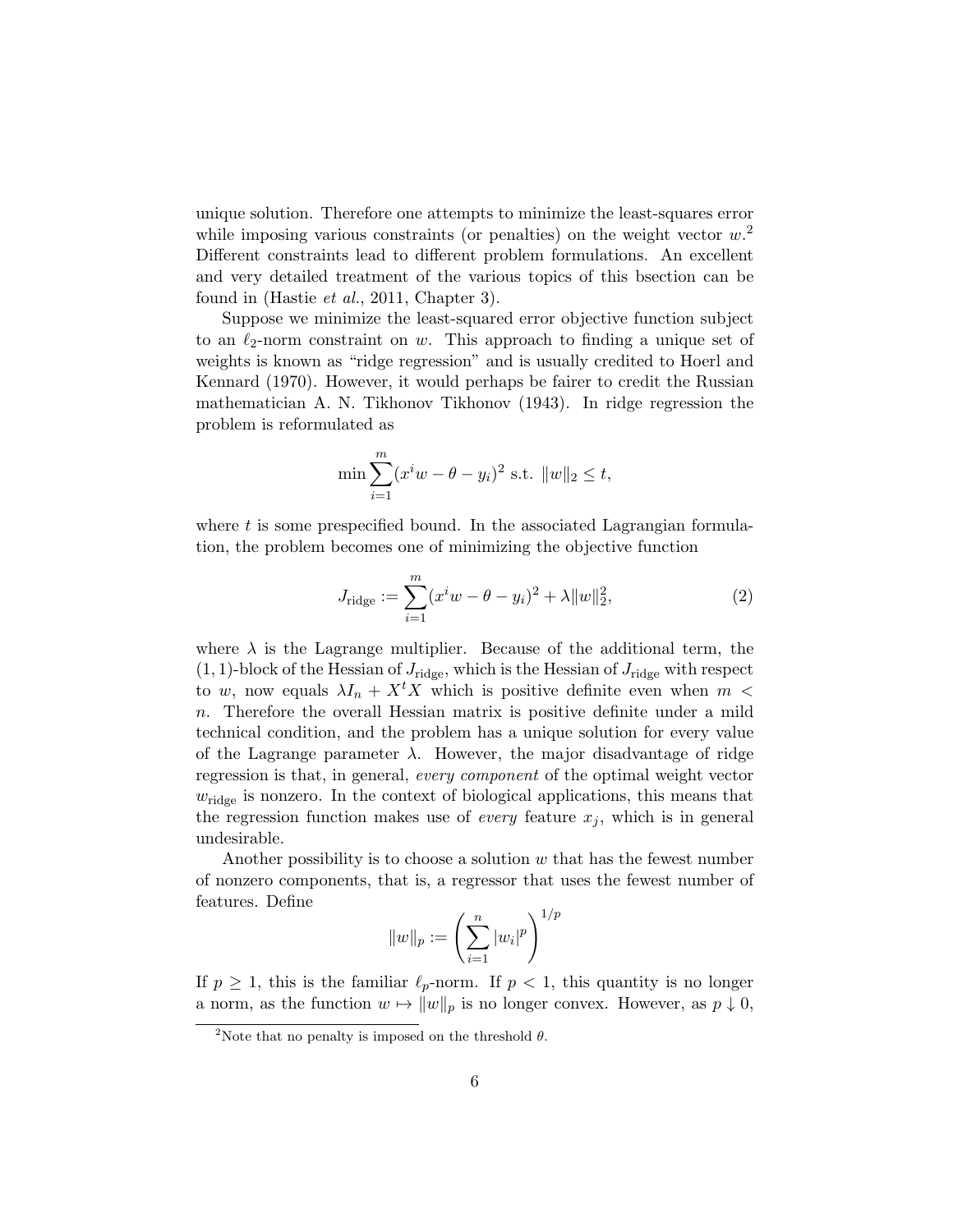unique solution. Therefore one attempts to minimize the least-squares error while imposing various constraints (or penalties) on the weight vector $w$.[2] Different constraints lead to different problem formulations. An excellent and very detailed treatment of the various topics of this bsection can be found in (Hastie *et al.*, 2011, Chapter 3).

Suppose we minimize the least-squared error objective function subject to an $\ell_2$-norm constraint on $w$. This approach to finding a unique set of weights is known as "ridge regression" and is usually credited to Hoerl and Kennard (1970). However, it would perhaps be fairer to credit the Russian mathematician A. N. Tikhonov Tikhonov (1943). In ridge regression the problem is reformulated as

$$\min \sum_{i=1}^{m} (x^i w - \theta - y_i)^2 \text{ s.t. } \|w\|_2 \leq t,$$

where $t$ is some prespecified bound. In the associated Lagrangian formulation, the problem becomes one of minimizing the objective function

$$J_{\text{ridge}} := \sum_{i=1}^{m} (x^i w - \theta - y_i)^2 + \lambda \|w\|_2^2, \tag{2}$$

where $\lambda$ is the Lagrange multiplier. Because of the additional term, the $(1, 1)$-block of the Hessian of $J_{\text{ridge}}$, which is the Hessian of $J_{\text{ridge}}$ with respect to $w$, now equals $\lambda I_n + X^t X$ which is positive definite even when $m < n$. Therefore the overall Hessian matrix is positive definite under a mild technical condition, and the problem has a unique solution for every value of the Lagrange parameter $\lambda$. However, the major disadvantage of ridge regression is that, in general, *every component* of the optimal weight vector $w_{\text{ridge}}$ is nonzero. In the context of biological applications, this means that the regression function makes use of *every* feature $x_j$, which is in general undesirable.

Another possibility is to choose a solution $w$ that has the fewest number of nonzero components, that is, a regressor that uses the fewest number of features. Define

$$\|w\|_p := \left( \sum_{i=1}^{n} |w_i|^p \right)^{1/p}$$

If $p \geq 1$, this is the familiar $\ell_p$-norm. If $p < 1$, this quantity is no longer a norm, as the function $w \mapsto \|w\|_p$ is no longer convex. However, as $p \downarrow 0$,

[2] Note that no penalty is imposed on the threshold $\theta$.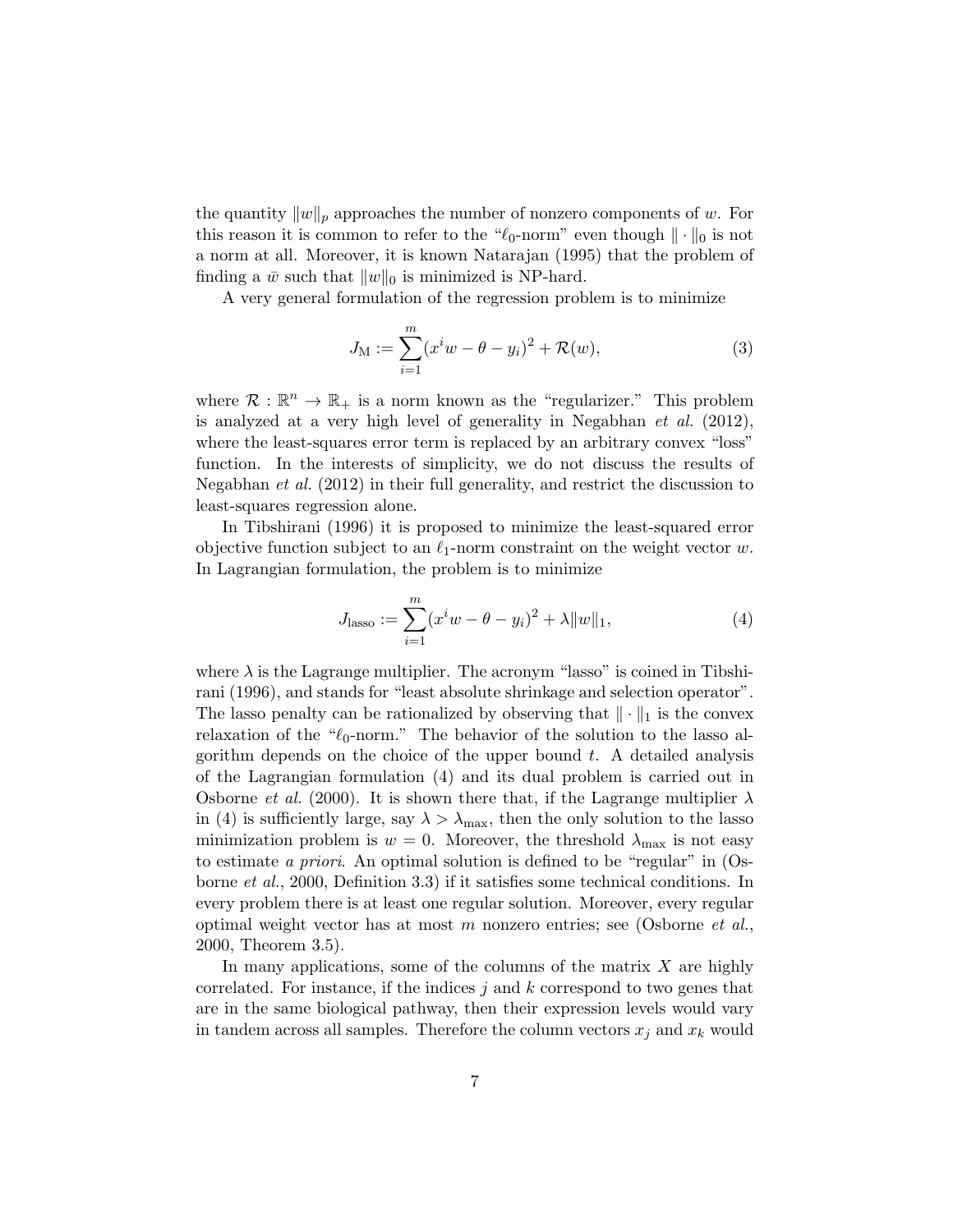the quantity $\|w\|_p$ approaches the number of nonzero components of $w$. For this reason it is common to refer to the "$\ell_0$-norm" even though $\|\cdot\|_0$ is not a norm at all. Moreover, it is known Natarajan (1995) that the problem of finding a $\bar{w}$ such that $\|w\|_0$ is minimized is NP-hard.

A very general formulation of the regression problem is to minimize

$$J_{\mathrm{M}} := \sum_{i=1}^{m} (x^i w - \theta - y_i)^2 + \mathcal{R}(w), \tag{3}$$

where $\mathcal{R} : \mathbb{R}^n \to \mathbb{R}_+$ is a norm known as the "regularizer." This problem is analyzed at a very high level of generality in Negabhan *et al.* (2012), where the least-squares error term is replaced by an arbitrary convex "loss" function. In the interests of simplicity, we do not discuss the results of Negabhan *et al.* (2012) in their full generality, and restrict the discussion to least-squares regression alone.

In Tibshirani (1996) it is proposed to minimize the least-squared error objective function subject to an $\ell_1$-norm constraint on the weight vector $w$. In Lagrangian formulation, the problem is to minimize

$$J_{\mathrm{lasso}} := \sum_{i=1}^{m} (x^i w - \theta - y_i)^2 + \lambda \|w\|_1, \tag{4}$$

where $\lambda$ is the Lagrange multiplier. The acronym "lasso" is coined in Tibshirani (1996), and stands for "least absolute shrinkage and selection operator". The lasso penalty can be rationalized by observing that $\|\cdot\|_1$ is the convex relaxation of the "$\ell_0$-norm." The behavior of the solution to the lasso algorithm depends on the choice of the upper bound $t$. A detailed analysis of the Lagrangian formulation (4) and its dual problem is carried out in Osborne *et al.* (2000). It is shown there that, if the Lagrange multiplier $\lambda$ in (4) is sufficiently large, say $\lambda > \lambda_{\max}$, then the only solution to the lasso minimization problem is $w = 0$. Moreover, the threshold $\lambda_{\max}$ is not easy to estimate *a priori*. An optimal solution is defined to be "regular" in (Osborne *et al.*, 2000, Definition 3.3) if it satisfies some technical conditions. In every problem there is at least one regular solution. Moreover, every regular optimal weight vector has at most $m$ nonzero entries; see (Osborne *et al.*, 2000, Theorem 3.5).

In many applications, some of the columns of the matrix $X$ are highly correlated. For instance, if the indices $j$ and $k$ correspond to two genes that are in the same biological pathway, then their expression levels would vary in tandem across all samples. Therefore the column vectors $x_j$ and $x_k$ would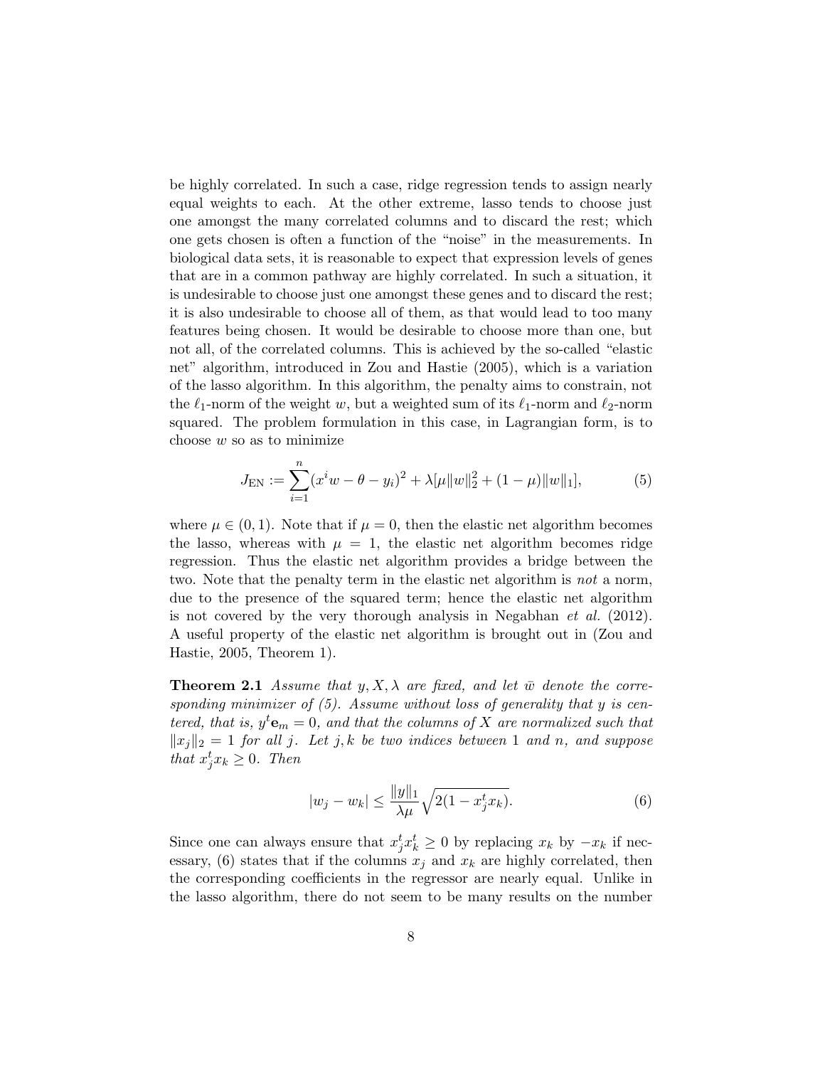be highly correlated. In such a case, ridge regression tends to assign nearly equal weights to each. At the other extreme, lasso tends to choose just one amongst the many correlated columns and to discard the rest; which one gets chosen is often a function of the "noise" in the measurements. In biological data sets, it is reasonable to expect that expression levels of genes that are in a common pathway are highly correlated. In such a situation, it is undesirable to choose just one amongst these genes and to discard the rest; it is also undesirable to choose all of them, as that would lead to too many features being chosen. It would be desirable to choose more than one, but not all, of the correlated columns. This is achieved by the so-called "elastic net" algorithm, introduced in Zou and Hastie (2005), which is a variation of the lasso algorithm. In this algorithm, the penalty aims to constrain, not the $\ell_1$-norm of the weight $w$, but a weighted sum of its $\ell_1$-norm and $\ell_2$-norm squared. The problem formulation in this case, in Lagrangian form, is to choose $w$ so as to minimize

$$J_{\text{EN}} := \sum_{i=1}^{n} (x^i w - \theta - y_i)^2 + \lambda[\mu \|w\|_2^2 + (1-\mu)\|w\|_1], \tag{5}$$

where $\mu \in (0,1)$. Note that if $\mu = 0$, then the elastic net algorithm becomes the lasso, whereas with $\mu = 1$, the elastic net algorithm becomes ridge regression. Thus the elastic net algorithm provides a bridge between the two. Note that the penalty term in the elastic net algorithm is *not* a norm, due to the presence of the squared term; hence the elastic net algorithm is not covered by the very thorough analysis in Negabhan *et al.* (2012). A useful property of the elastic net algorithm is brought out in (Zou and Hastie, 2005, Theorem 1).

**Theorem 2.1** *Assume that $y, X, \lambda$ are fixed, and let $\bar{w}$ denote the corresponding minimizer of (5). Assume without loss of generality that $y$ is centered, that is, $y^t \mathbf{e}_m = 0$, and that the columns of $X$ are normalized such that $\|x_j\|_2 = 1$ for all $j$. Let $j, k$ be two indices between 1 and $n$, and suppose that $x_j^t x_k \geq 0$. Then*

$$|w_j - w_k| \leq \frac{\|y\|_1}{\lambda\mu} \sqrt{2(1 - x_j^t x_k)}. \tag{6}$$

Since one can always ensure that $x_j^t x_k^t \geq 0$ by replacing $x_k$ by $-x_k$ if necessary, (6) states that if the columns $x_j$ and $x_k$ are highly correlated, then the corresponding coefficients in the regressor are nearly equal. Unlike in the lasso algorithm, there do not seem to be many results on the number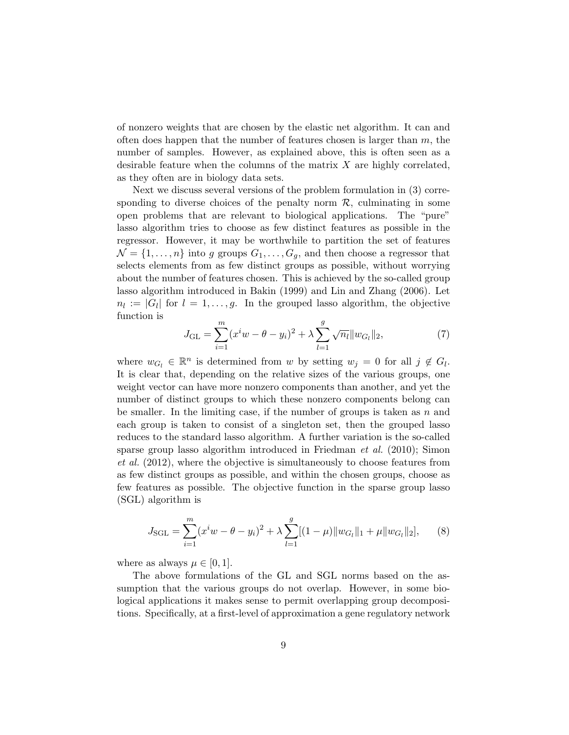of nonzero weights that are chosen by the elastic net algorithm. It can and often does happen that the number of features chosen is larger than $m$, the number of samples. However, as explained above, this is often seen as a desirable feature when the columns of the matrix $X$ are highly correlated, as they often are in biology data sets.

Next we discuss several versions of the problem formulation in (3) corresponding to diverse choices of the penalty norm $\mathcal{R}$, culminating in some open problems that are relevant to biological applications. The "pure" lasso algorithm tries to choose as few distinct features as possible in the regressor. However, it may be worthwhile to partition the set of features $\mathcal{N} = \{1, \ldots, n\}$ into $g$ groups $G_1, \ldots, G_g$, and then choose a regressor that selects elements from as few distinct groups as possible, without worrying about the number of features chosen. This is achieved by the so-called group lasso algorithm introduced in Bakin (1999) and Lin and Zhang (2006). Let $n_l := |G_l|$ for $l = 1, \ldots, g$. In the grouped lasso algorithm, the objective function is

$$J_{\text{GL}} = \sum_{i=1}^{m} (x^i w - \theta - y_i)^2 + \lambda \sum_{l=1}^{g} \sqrt{n_l} \|w_{G_l}\|_2, \tag{7}$$

where $w_{G_l} \in \mathbb{R}^n$ is determined from $w$ by setting $w_j = 0$ for all $j \notin G_l$. It is clear that, depending on the relative sizes of the various groups, one weight vector can have more nonzero components than another, and yet the number of distinct groups to which these nonzero components belong can be smaller. In the limiting case, if the number of groups is taken as $n$ and each group is taken to consist of a singleton set, then the grouped lasso reduces to the standard lasso algorithm. A further variation is the so-called sparse group lasso algorithm introduced in Friedman *et al.* (2010); Simon *et al.* (2012), where the objective is simultaneously to choose features from as few distinct groups as possible, and within the chosen groups, choose as few features as possible. The objective function in the sparse group lasso (SGL) algorithm is

$$J_{\text{SGL}} = \sum_{i=1}^{m} (x^i w - \theta - y_i)^2 + \lambda \sum_{l=1}^{g} [(1 - \mu)\|w_{G_l}\|_1 + \mu \|w_{G_l}\|_2], \tag{8}$$

where as always $\mu \in [0, 1]$.

The above formulations of the GL and SGL norms based on the assumption that the various groups do not overlap. However, in some biological applications it makes sense to permit overlapping group decompositions. Specifically, at a first-level of approximation a gene regulatory network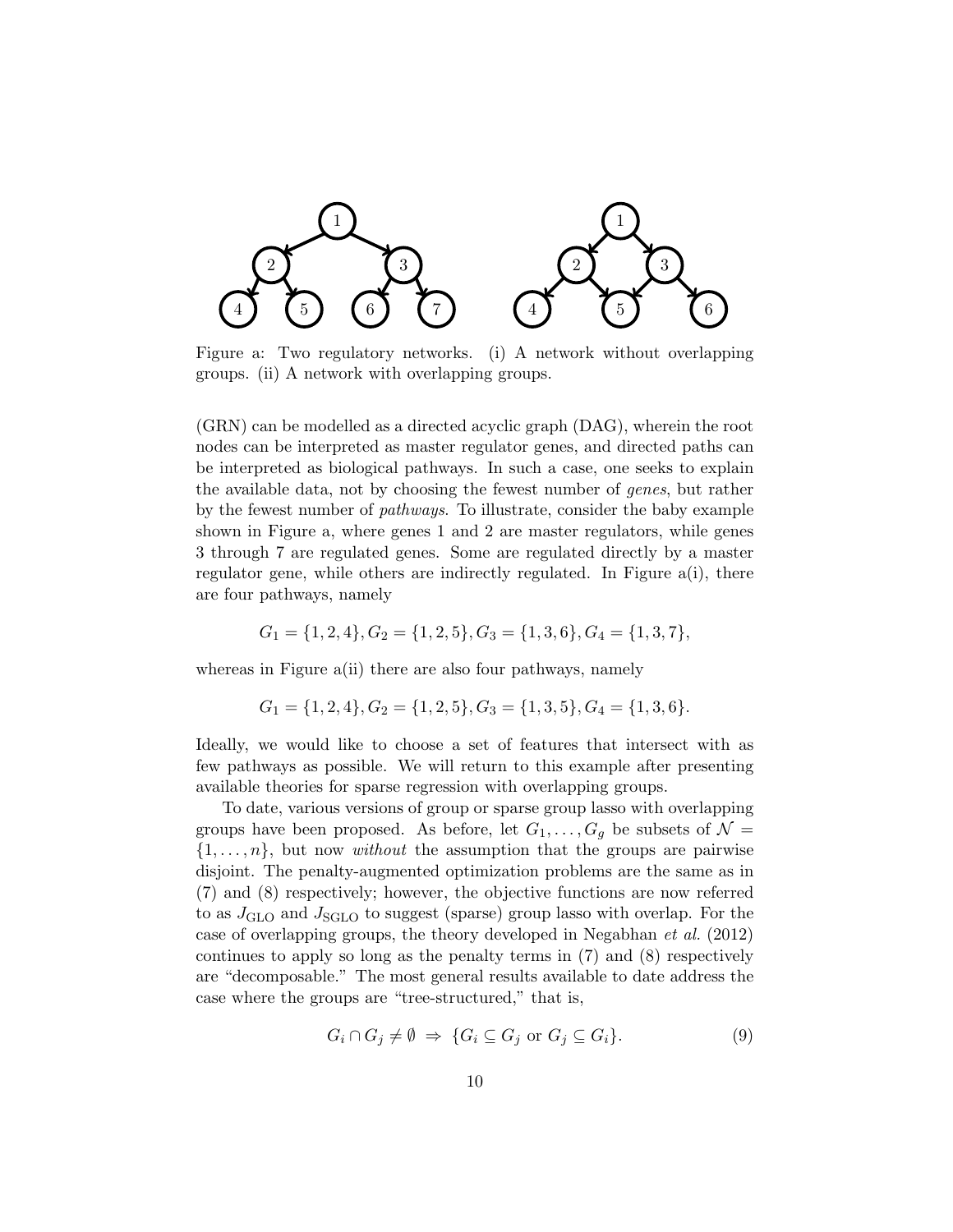Figure a: Two regulatory networks. (i) A network without overlapping groups. (ii) A network with overlapping groups.

(GRN) can be modelled as a directed acyclic graph (DAG), wherein the root nodes can be interpreted as master regulator genes, and directed paths can be interpreted as biological pathways. In such a case, one seeks to explain the available data, not by choosing the fewest number of *genes*, but rather by the fewest number of *pathways*. To illustrate, consider the baby example shown in Figure a, where genes 1 and 2 are master regulators, while genes 3 through 7 are regulated genes. Some are regulated directly by a master regulator gene, while others are indirectly regulated. In Figure a(i), there are four pathways, namely

$$G_1 = \{1, 2, 4\}, G_2 = \{1, 2, 5\}, G_3 = \{1, 3, 6\}, G_4 = \{1, 3, 7\},$$

whereas in Figure a(ii) there are also four pathways, namely

$$G_1 = \{1, 2, 4\}, G_2 = \{1, 2, 5\}, G_3 = \{1, 3, 5\}, G_4 = \{1, 3, 6\}.$$

Ideally, we would like to choose a set of features that intersect with as few pathways as possible. We will return to this example after presenting available theories for sparse regression with overlapping groups.

To date, various versions of group or sparse group lasso with overlapping groups have been proposed. As before, let $G_1, \ldots, G_g$ be subsets of $\mathcal{N} = \{1, \ldots, n\}$, but now *without* the assumption that the groups are pairwise disjoint. The penalty-augmented optimization problems are the same as in (7) and (8) respectively; however, the objective functions are now referred to as $J_{\text{GLO}}$ and $J_{\text{SGLO}}$ to suggest (sparse) group lasso with overlap. For the case of overlapping groups, the theory developed in Negabhan *et al.* (2012) continues to apply so long as the penalty terms in (7) and (8) respectively are "decomposable." The most general results available to date address the case where the groups are "tree-structured," that is,

$$G_i \cap G_j \neq \emptyset \;\Rightarrow\; \{G_i \subseteq G_j \text{ or } G_j \subseteq G_i\}. \tag{9}$$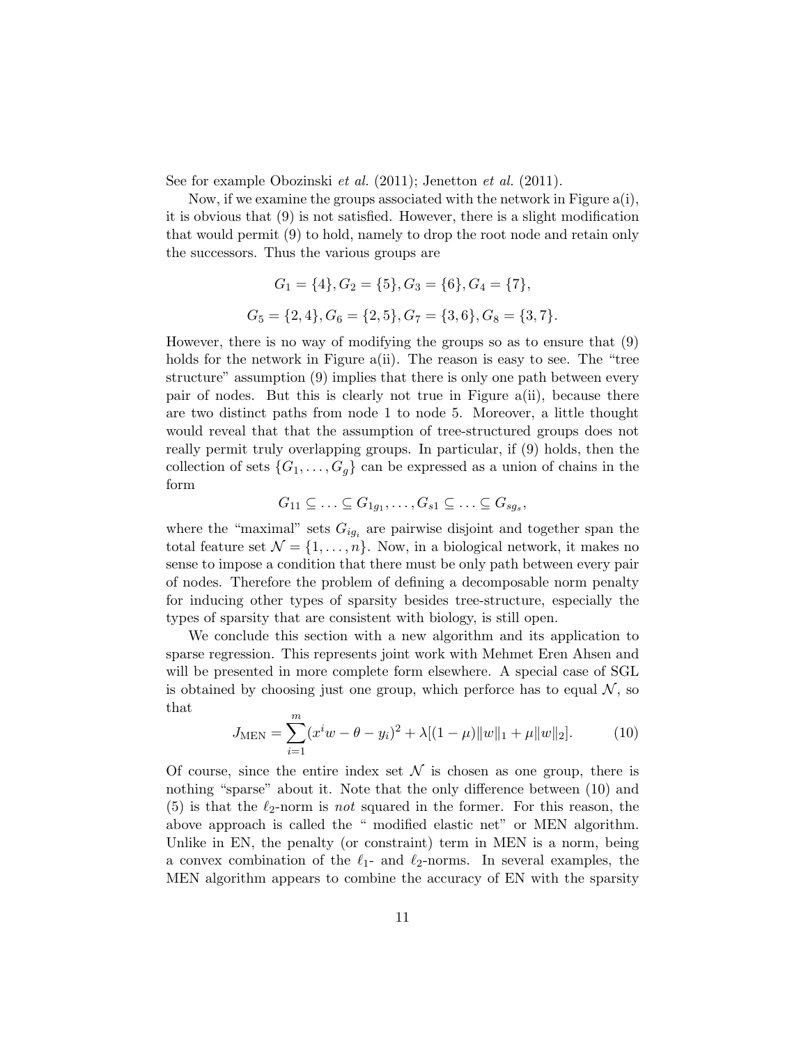See for example Obozinski *et al.* (2011); Jenetton *et al.* (2011).

Now, if we examine the groups associated with the network in Figure a(i), it is obvious that (9) is not satisfied. However, there is a slight modification that would permit (9) to hold, namely to drop the root node and retain only the successors. Thus the various groups are

$$G_1 = \{4\}, G_2 = \{5\}, G_3 = \{6\}, G_4 = \{7\},$$

$$G_5 = \{2, 4\}, G_6 = \{2, 5\}, G_7 = \{3, 6\}, G_8 = \{3, 7\}.$$

However, there is no way of modifying the groups so as to ensure that (9) holds for the network in Figure a(ii). The reason is easy to see. The "tree structure" assumption (9) implies that there is only one path between every pair of nodes. But this is clearly not true in Figure a(ii), because there are two distinct paths from node 1 to node 5. Moreover, a little thought would reveal that that the assumption of tree-structured groups does not really permit truly overlapping groups. In particular, if (9) holds, then the collection of sets $\{G_1, \ldots, G_g\}$ can be expressed as a union of chains in the form

$$G_{11} \subseteq \ldots \subseteq G_{1g_1}, \ldots, G_{s1} \subseteq \ldots \subseteq G_{sg_s},$$

where the "maximal" sets $G_{ig_i}$ are pairwise disjoint and together span the total feature set $\mathcal{N} = \{1, \ldots, n\}$. Now, in a biological network, it makes no sense to impose a condition that there must be only path between every pair of nodes. Therefore the problem of defining a decomposable norm penalty for inducing other types of sparsity besides tree-structure, especially the types of sparsity that are consistent with biology, is still open.

We conclude this section with a new algorithm and its application to sparse regression. This represents joint work with Mehmet Eren Ahsen and will be presented in more complete form elsewhere. A special case of SGL is obtained by choosing just one group, which perforce has to equal $\mathcal{N}$, so that

$$J_{\text{MEN}} = \sum_{i=1}^{m} (x^i w - \theta - y_i)^2 + \lambda[(1-\mu)\|w\|_1 + \mu\|w\|_2]. \tag{10}$$

Of course, since the entire index set $\mathcal{N}$ is chosen as one group, there is nothing "sparse" about it. Note that the only difference between (10) and (5) is that the $\ell_2$-norm is *not* squared in the former. For this reason, the above approach is called the " modified elastic net" or MEN algorithm. Unlike in EN, the penalty (or constraint) term in MEN is a norm, being a convex combination of the $\ell_1$- and $\ell_2$-norms. In several examples, the MEN algorithm appears to combine the accuracy of EN with the sparsity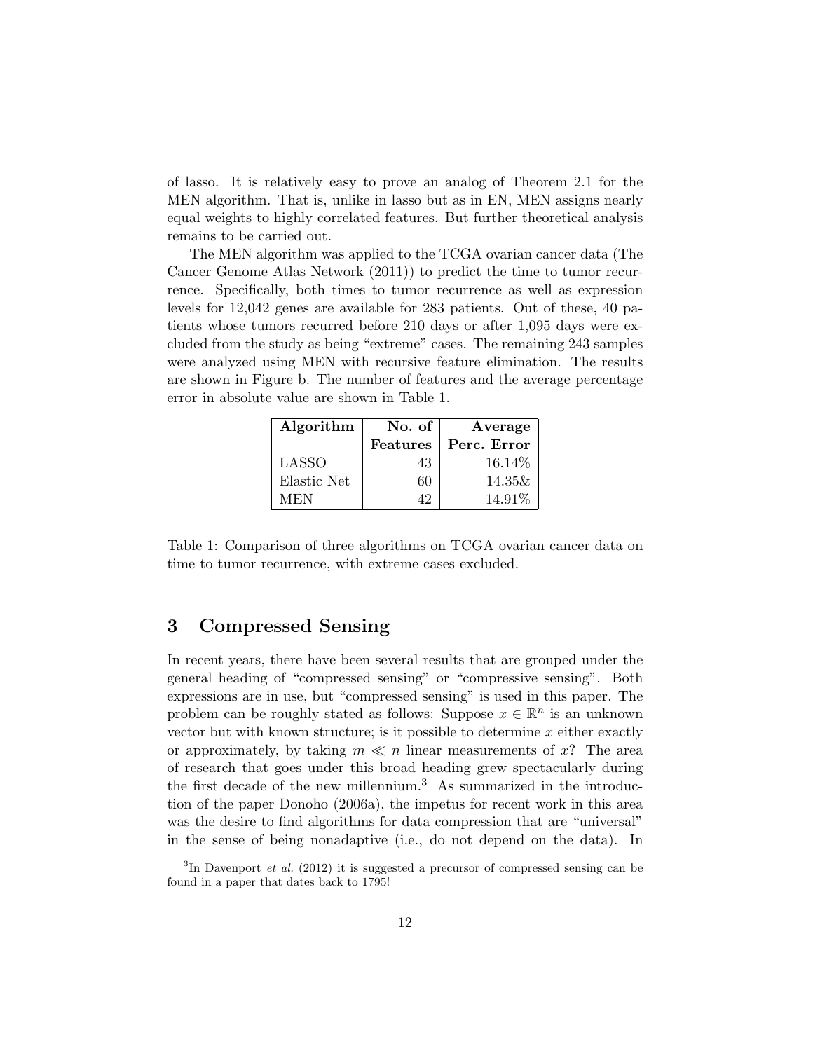of lasso. It is relatively easy to prove an analog of Theorem 2.1 for the MEN algorithm. That is, unlike in lasso but as in EN, MEN assigns nearly equal weights to highly correlated features. But further theoretical analysis remains to be carried out.

The MEN algorithm was applied to the TCGA ovarian cancer data (The Cancer Genome Atlas Network (2011)) to predict the time to tumor recurrence. Specifically, both times to tumor recurrence as well as expression levels for 12,042 genes are available for 283 patients. Out of these, 40 patients whose tumors recurred before 210 days or after 1,095 days were excluded from the study as being "extreme" cases. The remaining 243 samples were analyzed using MEN with recursive feature elimination. The results are shown in Figure b. The number of features and the average percentage error in absolute value are shown in Table 1.

| **Algorithm** | **No. of Features** | **Average Perc. Error** |
|---|---:|---:|
| LASSO | 43 | 16.14% |
| Elastic Net | 60 | 14.35& |
| MEN | 42 | 14.91% |

Table 1: Comparison of three algorithms on TCGA ovarian cancer data on time to tumor recurrence, with extreme cases excluded.

## 3 Compressed Sensing

In recent years, there have been several results that are grouped under the general heading of "compressed sensing" or "compressive sensing". Both expressions are in use, but "compressed sensing" is used in this paper. The problem can be roughly stated as follows: Suppose $x \in \mathbb{R}^n$ is an unknown vector but with known structure; is it possible to determine $x$ either exactly or approximately, by taking $m \ll n$ linear measurements of $x$? The area of research that goes under this broad heading grew spectacularly during the first decade of the new millennium.[3] As summarized in the introduction of the paper Donoho (2006a), the impetus for recent work in this area was the desire to find algorithms for data compression that are "universal" in the sense of being nonadaptive (i.e., do not depend on the data). In

[3] In Davenport *et al.* (2012) it is suggested a precursor of compressed sensing can be found in a paper that dates back to 1795!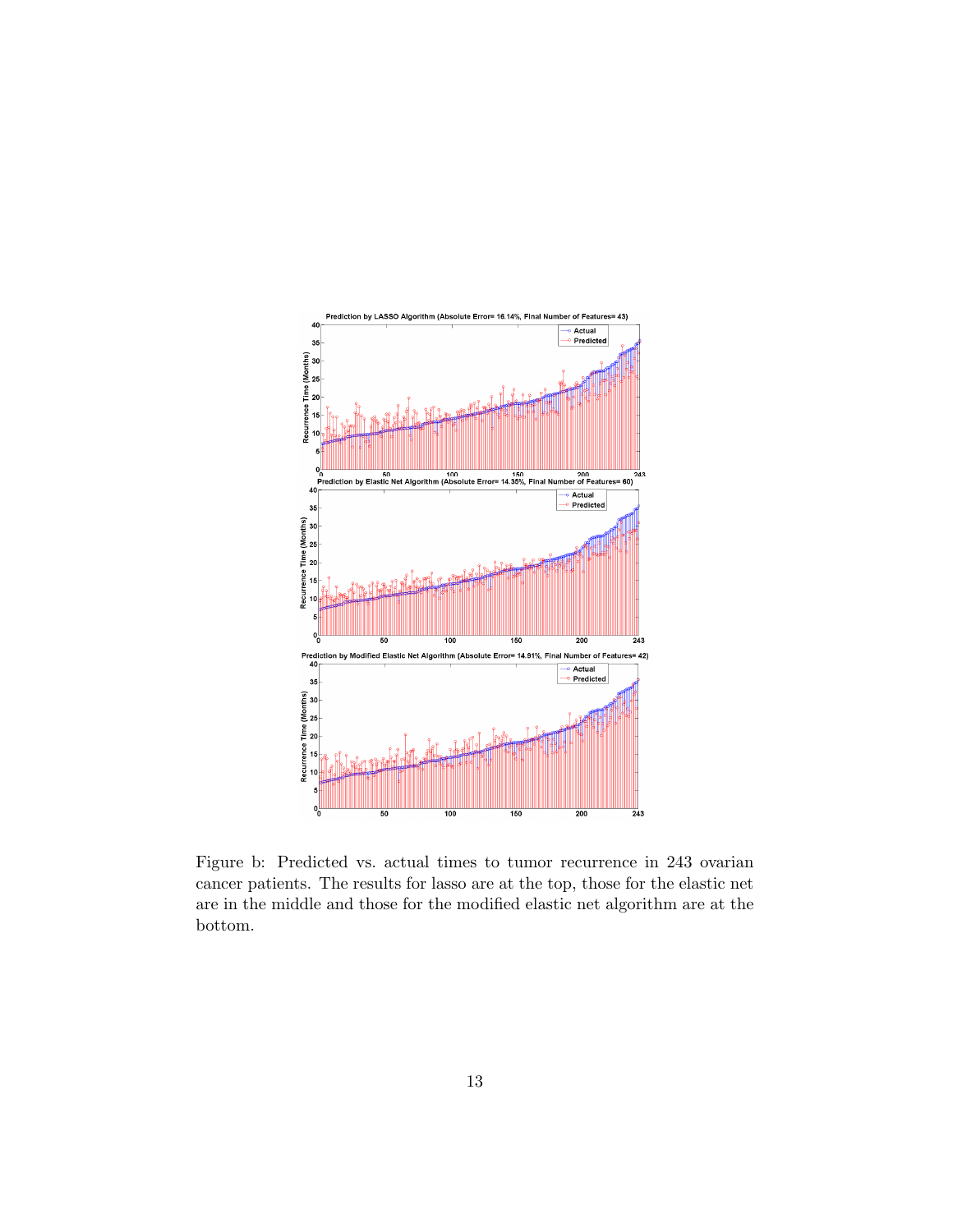Figure b: Predicted vs. actual times to tumor recurrence in 243 ovarian cancer patients. The results for lasso are at the top, those for the elastic net are in the middle and those for the modified elastic net algorithm are at the bottom.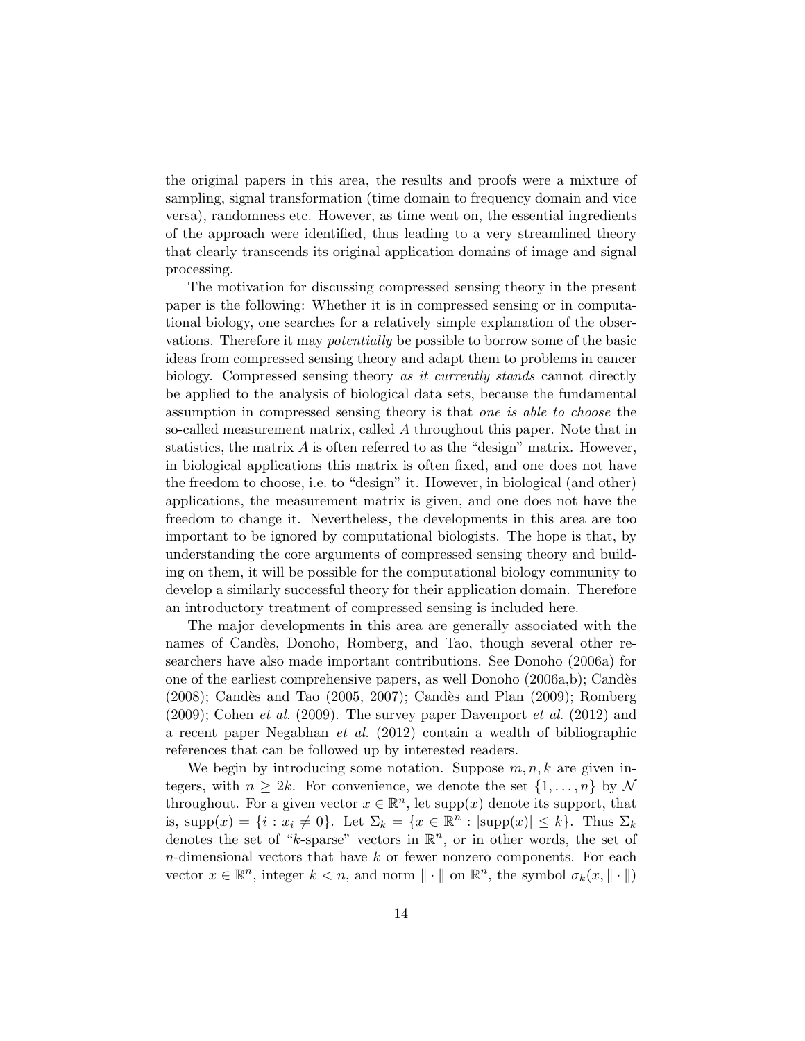the original papers in this area, the results and proofs were a mixture of sampling, signal transformation (time domain to frequency domain and vice versa), randomness etc. However, as time went on, the essential ingredients of the approach were identified, thus leading to a very streamlined theory that clearly transcends its original application domains of image and signal processing.

The motivation for discussing compressed sensing theory in the present paper is the following: Whether it is in compressed sensing or in computational biology, one searches for a relatively simple explanation of the observations. Therefore it may *potentially* be possible to borrow some of the basic ideas from compressed sensing theory and adapt them to problems in cancer biology. Compressed sensing theory *as it currently stands* cannot directly be applied to the analysis of biological data sets, because the fundamental assumption in compressed sensing theory is that *one is able to choose* the so-called measurement matrix, called $A$ throughout this paper. Note that in statistics, the matrix $A$ is often referred to as the "design" matrix. However, in biological applications this matrix is often fixed, and one does not have the freedom to choose, i.e. to "design" it. However, in biological (and other) applications, the measurement matrix is given, and one does not have the freedom to change it. Nevertheless, the developments in this area are too important to be ignored by computational biologists. The hope is that, by understanding the core arguments of compressed sensing theory and building on them, it will be possible for the computational biology community to develop a similarly successful theory for their application domain. Therefore an introductory treatment of compressed sensing is included here.

The major developments in this area are generally associated with the names of Candès, Donoho, Romberg, and Tao, though several other researchers have also made important contributions. See Donoho (2006a) for one of the earliest comprehensive papers, as well Donoho (2006a,b); Candès (2008); Candès and Tao (2005, 2007); Candès and Plan (2009); Romberg (2009); Cohen *et al.* (2009). The survey paper Davenport *et al.* (2012) and a recent paper Negabhan *et al.* (2012) contain a wealth of bibliographic references that can be followed up by interested readers.

We begin by introducing some notation. Suppose $m, n, k$ are given integers, with $n \geq 2k$. For convenience, we denote the set $\{1, \ldots, n\}$ by $\mathcal{N}$ throughout. For a given vector $x \in \mathbb{R}^n$, let $\text{supp}(x)$ denote its support, that is, $\text{supp}(x) = \{i : x_i \neq 0\}$. Let $\Sigma_k = \{x \in \mathbb{R}^n : |\text{supp}(x)| \leq k\}$. Thus $\Sigma_k$ denotes the set of "$k$-sparse" vectors in $\mathbb{R}^n$, or in other words, the set of $n$-dimensional vectors that have $k$ or fewer nonzero components. For each vector $x \in \mathbb{R}^n$, integer $k < n$, and norm $\| \cdot \|$ on $\mathbb{R}^n$, the symbol $\sigma_k(x, \| \cdot \|)$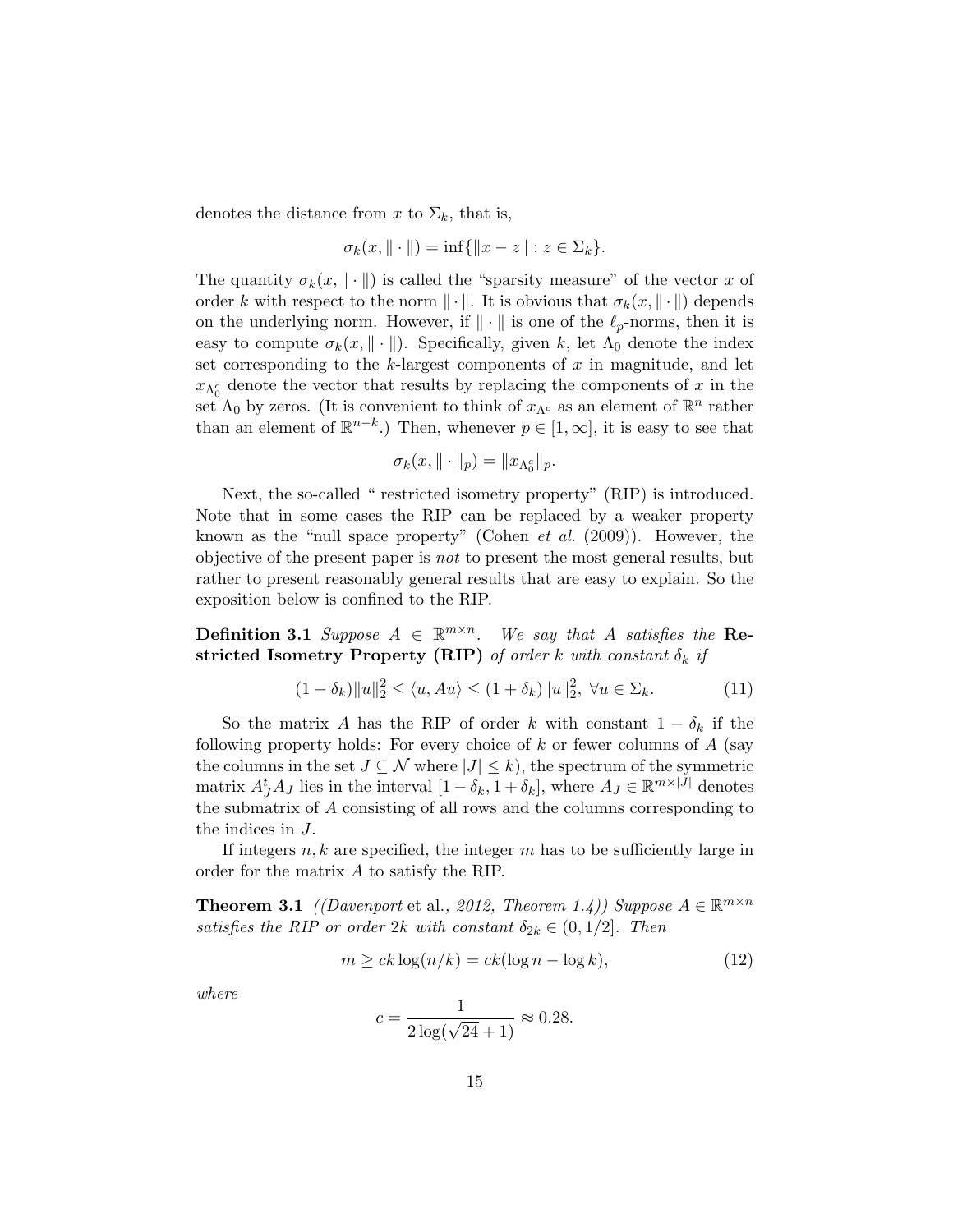denotes the distance from $x$ to $\Sigma_k$, that is,

$$\sigma_k(x, \|\cdot\|) = \inf\{\|x - z\| : z \in \Sigma_k\}.$$

The quantity $\sigma_k(x, \|\cdot\|)$ is called the "sparsity measure" of the vector $x$ of order $k$ with respect to the norm $\|\cdot\|$. It is obvious that $\sigma_k(x, \|\cdot\|)$ depends on the underlying norm. However, if $\|\cdot\|$ is one of the $\ell_p$-norms, then it is easy to compute $\sigma_k(x, \|\cdot\|)$. Specifically, given $k$, let $\Lambda_0$ denote the index set corresponding to the $k$-largest components of $x$ in magnitude, and let $x_{\Lambda_0^c}$ denote the vector that results by replacing the components of $x$ in the set $\Lambda_0$ by zeros. (It is convenient to think of $x_{\Lambda^c}$ as an element of $\mathbb{R}^n$ rather than an element of $\mathbb{R}^{n-k}$.) Then, whenever $p \in [1, \infty]$, it is easy to see that

$$\sigma_k(x, \|\cdot\|_p) = \|x_{\Lambda_0^c}\|_p.$$

Next, the so-called " restricted isometry property" (RIP) is introduced. Note that in some cases the RIP can be replaced by a weaker property known as the "null space property" (Cohen *et al.* (2009)). However, the objective of the present paper is *not* to present the most general results, but rather to present reasonably general results that are easy to explain. So the exposition below is confined to the RIP.

**Definition 3.1** *Suppose $A \in \mathbb{R}^{m \times n}$. We say that $A$ satisfies the* **Restricted Isometry Property (RIP)** *of order $k$ with constant $\delta_k$ if*

$$(1 - \delta_k)\|u\|_2^2 \leq \langle u, Au \rangle \leq (1 + \delta_k)\|u\|_2^2, \ \forall u \in \Sigma_k. \tag{11}$$

So the matrix $A$ has the RIP of order $k$ with constant $1 - \delta_k$ if the following property holds: For every choice of $k$ or fewer columns of $A$ (say the columns in the set $J \subseteq \mathcal{N}$ where $|J| \leq k$), the spectrum of the symmetric matrix $A_J^t A_J$ lies in the interval $[1 - \delta_k, 1 + \delta_k]$, where $A_J \in \mathbb{R}^{m \times |J|}$ denotes the submatrix of $A$ consisting of all rows and the columns corresponding to the indices in $J$.

If integers $n, k$ are specified, the integer $m$ has to be sufficiently large in order for the matrix $A$ to satisfy the RIP.

**Theorem 3.1** *((Davenport* et al.*, 2012, Theorem 1.4)) Suppose $A \in \mathbb{R}^{m \times n}$ satisfies the RIP or order $2k$ with constant $\delta_{2k} \in (0, 1/2]$. Then*

$$m \geq ck \log(n/k) = ck(\log n - \log k), \tag{12}$$

*where*

$$c = \frac{1}{2\log(\sqrt{24} + 1)} \approx 0.28.$$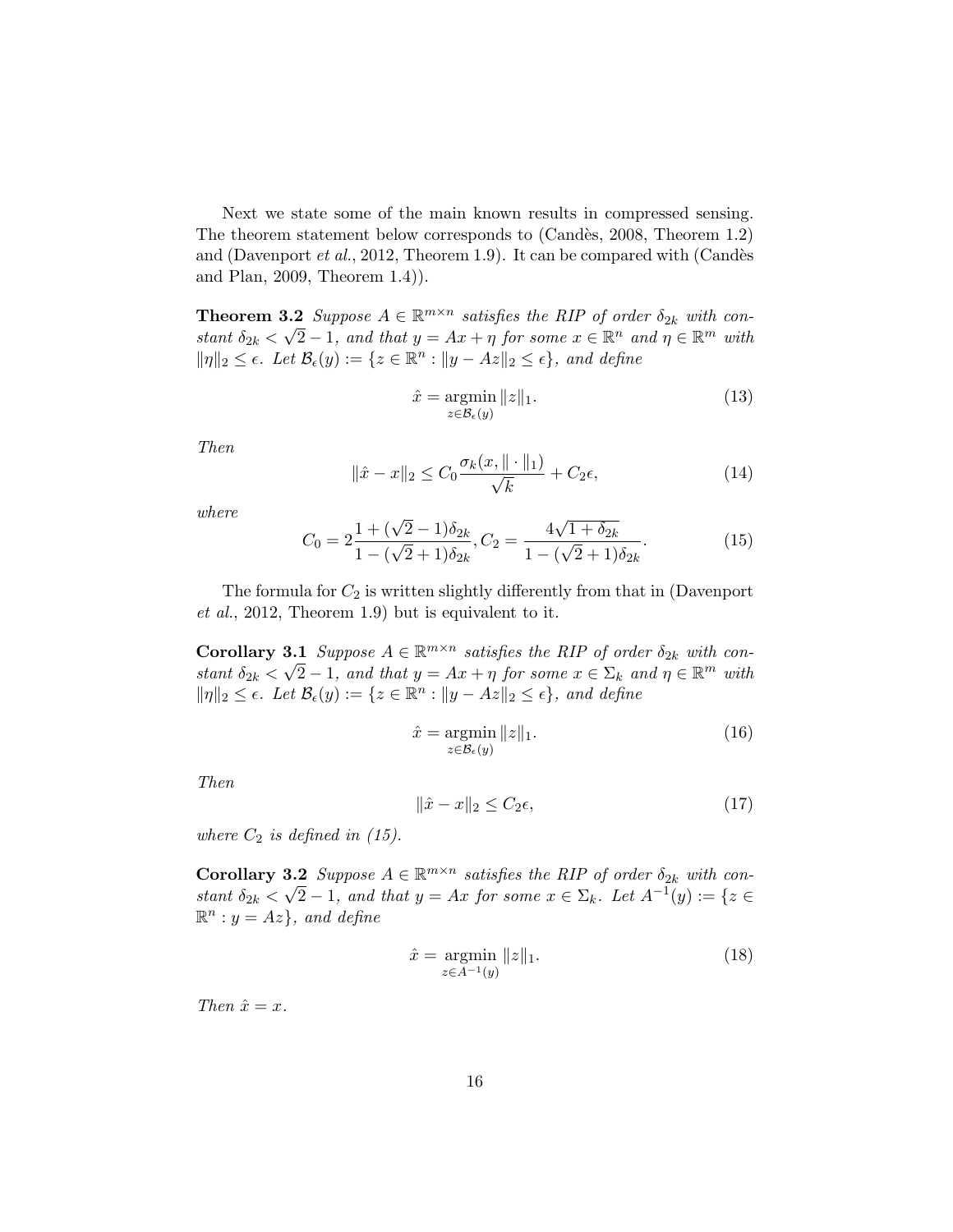Next we state some of the main known results in compressed sensing. The theorem statement below corresponds to (Candès, 2008, Theorem 1.2) and (Davenport *et al.*, 2012, Theorem 1.9). It can be compared with (Candès and Plan, 2009, Theorem 1.4)).

**Theorem 3.2** *Suppose $A \in \mathbb{R}^{m \times n}$ satisfies the RIP of order $\delta_{2k}$ with constant $\delta_{2k} < \sqrt{2} - 1$, and that $y = Ax + \eta$ for some $x \in \mathbb{R}^n$ and $\eta \in \mathbb{R}^m$ with $\|\eta\|_2 \leq \epsilon$. Let $\mathcal{B}_\epsilon(y) := \{z \in \mathbb{R}^n : \|y - Az\|_2 \leq \epsilon\}$, and define*

$$\hat{x} = \operatorname*{argmin}_{z \in \mathcal{B}_\epsilon(y)} \|z\|_1. \tag{13}$$

*Then*

$$\|\hat{x} - x\|_2 \leq C_0 \frac{\sigma_k(x, \|\cdot\|_1)}{\sqrt{k}} + C_2 \epsilon, \tag{14}$$

*where*

$$C_0 = 2 \frac{1 + (\sqrt{2} - 1)\delta_{2k}}{1 - (\sqrt{2} + 1)\delta_{2k}}, C_2 = \frac{4\sqrt{1 + \delta_{2k}}}{1 - (\sqrt{2} + 1)\delta_{2k}}. \tag{15}$$

The formula for $C_2$ is written slightly differently from that in (Davenport *et al.*, 2012, Theorem 1.9) but is equivalent to it.

**Corollary 3.1** *Suppose $A \in \mathbb{R}^{m \times n}$ satisfies the RIP of order $\delta_{2k}$ with constant $\delta_{2k} < \sqrt{2} - 1$, and that $y = Ax + \eta$ for some $x \in \Sigma_k$ and $\eta \in \mathbb{R}^m$ with $\|\eta\|_2 \leq \epsilon$. Let $\mathcal{B}_\epsilon(y) := \{z \in \mathbb{R}^n : \|y - Az\|_2 \leq \epsilon\}$, and define*

$$\hat{x} = \operatorname*{argmin}_{z \in \mathcal{B}_\epsilon(y)} \|z\|_1. \tag{16}$$

*Then*

$$\|\hat{x} - x\|_2 \leq C_2 \epsilon, \tag{17}$$

*where $C_2$ is defined in (15).*

**Corollary 3.2** *Suppose $A \in \mathbb{R}^{m \times n}$ satisfies the RIP of order $\delta_{2k}$ with constant $\delta_{2k} < \sqrt{2} - 1$, and that $y = Ax$ for some $x \in \Sigma_k$. Let $A^{-1}(y) := \{z \in \mathbb{R}^n : y = Az\}$, and define*

$$\hat{x} = \operatorname*{argmin}_{z \in A^{-1}(y)} \|z\|_1. \tag{18}$$

*Then $\hat{x} = x$.*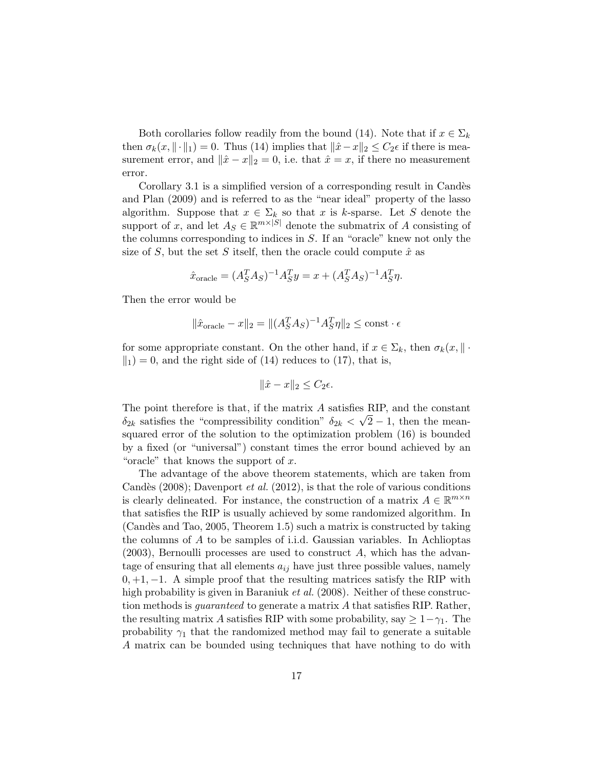Both corollaries follow readily from the bound (14). Note that if $x \in \Sigma_k$ then $\sigma_k(x, \|\cdot\|_1) = 0$. Thus (14) implies that $\|\hat{x} - x\|_2 \leq C_2 \epsilon$ if there is measurement error, and $\|\hat{x} - x\|_2 = 0$, i.e. that $\hat{x} = x$, if there no measurement error.

Corollary 3.1 is a simplified version of a corresponding result in Candès and Plan (2009) and is referred to as the "near ideal" property of the lasso algorithm. Suppose that $x \in \Sigma_k$ so that $x$ is $k$-sparse. Let $S$ denote the support of $x$, and let $A_S \in \mathbb{R}^{m \times |S|}$ denote the submatrix of $A$ consisting of the columns corresponding to indices in $S$. If an "oracle" knew not only the size of $S$, but the set $S$ itself, then the oracle could compute $\hat{x}$ as

$$\hat{x}_{\text{oracle}} = (A_S^T A_S)^{-1} A_S^T y = x + (A_S^T A_S)^{-1} A_S^T \eta.$$

Then the error would be

$$\|\hat{x}_{\text{oracle}} - x\|_2 = \|(A_S^T A_S)^{-1} A_S^T \eta\|_2 \leq \text{const} \cdot \epsilon$$

for some appropriate constant. On the other hand, if $x \in \Sigma_k$, then $\sigma_k(x, \|\cdot\|_1) = 0$, and the right side of (14) reduces to (17), that is,

$$\|\hat{x} - x\|_2 \leq C_2 \epsilon.$$

The point therefore is that, if the matrix $A$ satisfies RIP, and the constant $\delta_{2k}$ satisfies the "compressibility condition" $\delta_{2k} < \sqrt{2} - 1$, then the mean-squared error of the solution to the optimization problem (16) is bounded by a fixed (or "universal") constant times the error bound achieved by an "oracle" that knows the support of $x$.

The advantage of the above theorem statements, which are taken from Candès (2008); Davenport *et al.* (2012), is that the role of various conditions is clearly delineated. For instance, the construction of a matrix $A \in \mathbb{R}^{m \times n}$ that satisfies the RIP is usually achieved by some randomized algorithm. In (Candès and Tao, 2005, Theorem 1.5) such a matrix is constructed by taking the columns of $A$ to be samples of i.i.d. Gaussian variables. In Achlioptas (2003), Bernoulli processes are used to construct $A$, which has the advantage of ensuring that all elements $a_{ij}$ have just three possible values, namely $0, +1, -1$. A simple proof that the resulting matrices satisfy the RIP with high probability is given in Baraniuk *et al.* (2008). Neither of these construction methods is *guaranteed* to generate a matrix $A$ that satisfies RIP. Rather, the resulting matrix $A$ satisfies RIP with some probability, say $\geq 1 - \gamma_1$. The probability $\gamma_1$ that the randomized method may fail to generate a suitable $A$ matrix can be bounded using techniques that have nothing to do with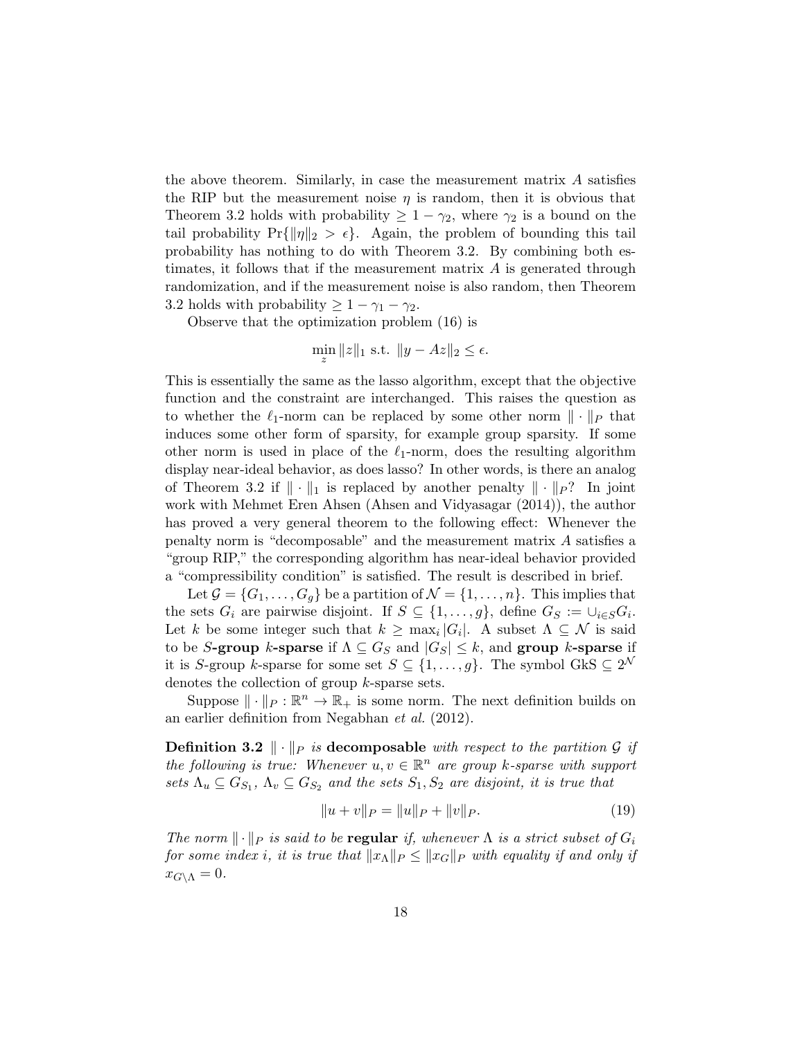the above theorem. Similarly, in case the measurement matrix $A$ satisfies the RIP but the measurement noise $\eta$ is random, then it is obvious that Theorem 3.2 holds with probability $\geq 1 - \gamma_2$, where $\gamma_2$ is a bound on the tail probability $\Pr\{\|\eta\|_2 > \epsilon\}$. Again, the problem of bounding this tail probability has nothing to do with Theorem 3.2. By combining both estimates, it follows that if the measurement matrix $A$ is generated through randomization, and if the measurement noise is also random, then Theorem 3.2 holds with probability $\geq 1 - \gamma_1 - \gamma_2$.

Observe that the optimization problem (16) is

$$\min_z \|z\|_1 \text{ s.t. } \|y - Az\|_2 \leq \epsilon.$$

This is essentially the same as the lasso algorithm, except that the objective function and the constraint are interchanged. This raises the question as to whether the $\ell_1$-norm can be replaced by some other norm $\|\cdot\|_P$ that induces some other form of sparsity, for example group sparsity. If some other norm is used in place of the $\ell_1$-norm, does the resulting algorithm display near-ideal behavior, as does lasso? In other words, is there an analog of Theorem 3.2 if $\|\cdot\|_1$ is replaced by another penalty $\|\cdot\|_P$? In joint work with Mehmet Eren Ahsen (Ahsen and Vidyasagar (2014)), the author has proved a very general theorem to the following effect: Whenever the penalty norm is "decomposable" and the measurement matrix $A$ satisfies a "group RIP," the corresponding algorithm has near-ideal behavior provided a "compressibility condition" is satisfied. The result is described in brief.

Let $\mathcal{G} = \{G_1, \ldots, G_g\}$ be a partition of $\mathcal{N} = \{1, \ldots, n\}$. This implies that the sets $G_i$ are pairwise disjoint. If $S \subseteq \{1, \ldots, g\}$, define $G_S := \cup_{i \in S} G_i$. Let $k$ be some integer such that $k \geq \max_i |G_i|$. A subset $\Lambda \subseteq \mathcal{N}$ is said to be **$S$-group $k$-sparse** if $\Lambda \subseteq G_S$ and $|G_S| \leq k$, and **group $k$-sparse** if it is $S$-group $k$-sparse for some set $S \subseteq \{1, \ldots, g\}$. The symbol GkS $\subseteq 2^{\mathcal{N}}$ denotes the collection of group $k$-sparse sets.

Suppose $\|\cdot\|_P : \mathbb{R}^n \to \mathbb{R}_+$ is some norm. The next definition builds on an earlier definition from Negabhan *et al.* (2012).

**Definition 3.2** *$\|\cdot\|_P$ is* **decomposable** *with respect to the partition $\mathcal{G}$ if the following is true: Whenever $u, v \in \mathbb{R}^n$ are group $k$-sparse with support sets $\Lambda_u \subseteq G_{S_1}$, $\Lambda_v \subseteq G_{S_2}$ and the sets $S_1, S_2$ are disjoint, it is true that*

$$\|u + v\|_P = \|u\|_P + \|v\|_P. \tag{19}$$

*The norm $\|\cdot\|_P$ is said to be* **regular** *if, whenever $\Lambda$ is a strict subset of $G_i$ for some index $i$, it is true that $\|x_\Lambda\|_P \leq \|x_G\|_P$ with equality if and only if $x_{G \setminus \Lambda} = 0$.*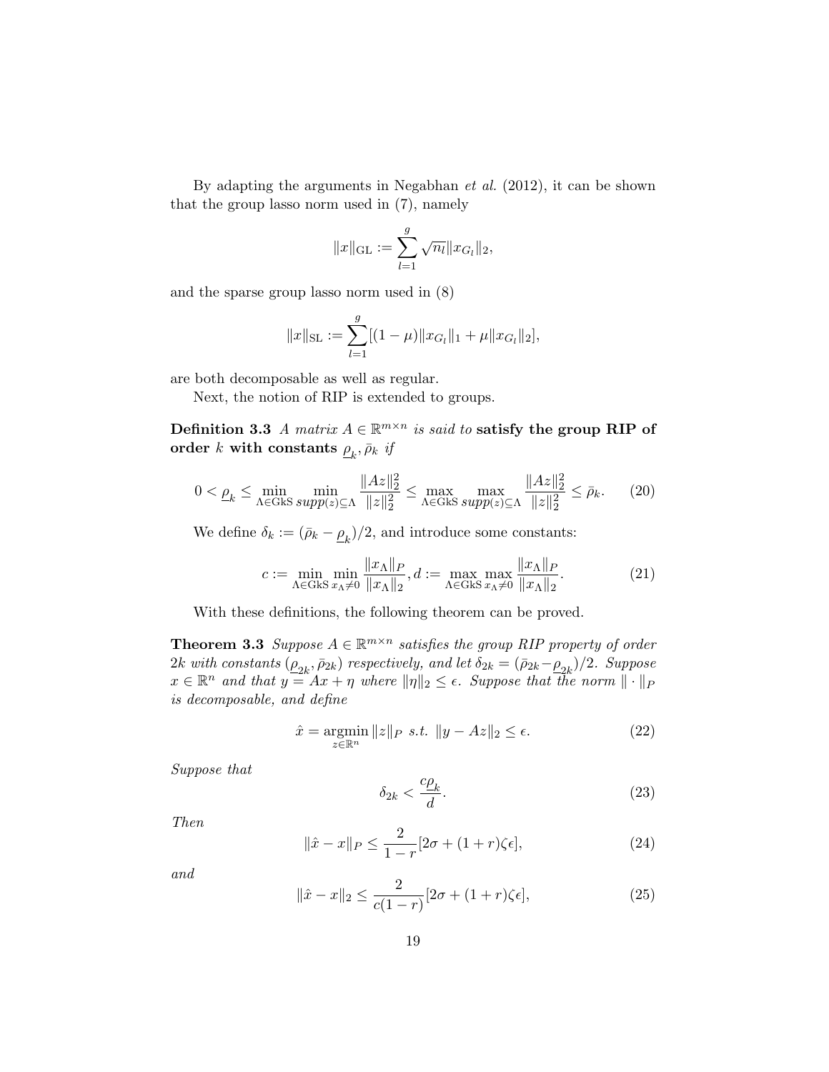By adapting the arguments in Negabhan *et al.* (2012), it can be shown that the group lasso norm used in (7), namely

$$\|x\|_{\mathrm{GL}} := \sum_{l=1}^{g} \sqrt{n_l} \|x_{G_l}\|_2,$$

and the sparse group lasso norm used in (8)

$$\|x\|_{\mathrm{SL}} := \sum_{l=1}^{g} [(1-\mu)\|x_{G_l}\|_1 + \mu \|x_{G_l}\|_2],$$

are both decomposable as well as regular.

Next, the notion of RIP is extended to groups.

**Definition 3.3** *A matrix $A \in \mathbb{R}^{m \times n}$ is said to* **satisfy the group RIP of order $k$ with constants $\underline{\rho}_k, \bar{\rho}_k$** *if*

$$0 < \underline{\rho}_k \leq \min_{\Lambda \in \mathrm{GkS}} \min_{supp(z) \subseteq \Lambda} \frac{\|Az\|_2^2}{\|z\|_2^2} \leq \max_{\Lambda \in \mathrm{GkS}} \max_{supp(z) \subseteq \Lambda} \frac{\|Az\|_2^2}{\|z\|_2^2} \leq \bar{\rho}_k. \tag{20}$$

We define $\delta_k := (\bar{\rho}_k - \underline{\rho}_k)/2$, and introduce some constants:

$$c := \min_{\Lambda \in \mathrm{GkS}} \min_{x_\Lambda \neq 0} \frac{\|x_\Lambda\|_P}{\|x_\Lambda\|_2}, d := \max_{\Lambda \in \mathrm{GkS}} \max_{x_\Lambda \neq 0} \frac{\|x_\Lambda\|_P}{\|x_\Lambda\|_2}. \tag{21}$$

With these definitions, the following theorem can be proved.

**Theorem 3.3** *Suppose $A \in \mathbb{R}^{m \times n}$ satisfies the group RIP property of order $2k$ with constants $(\underline{\rho}_{2k}, \bar{\rho}_{2k})$ respectively, and let $\delta_{2k} = (\bar{\rho}_{2k} - \underline{\rho}_{2k})/2$. Suppose $x \in \mathbb{R}^n$ and that $y = Ax + \eta$ where $\|\eta\|_2 \leq \epsilon$. Suppose that the norm $\| \cdot \|_P$ is decomposable, and define*

$$\hat{x} = \operatorname*{argmin}_{z \in \mathbb{R}^n} \|z\|_P \text{ s.t. } \|y - Az\|_2 \leq \epsilon. \tag{22}$$

*Suppose that*

$$\delta_{2k} < \frac{c\underline{\rho}_k}{d}. \tag{23}$$

*Then*

$$\|\hat{x} - x\|_P \leq \frac{2}{1-r}[2\sigma + (1+r)\zeta\epsilon], \tag{24}$$

*and*

$$\|\hat{x} - x\|_2 \leq \frac{2}{c(1-r)}[2\sigma + (1+r)\zeta\epsilon], \tag{25}$$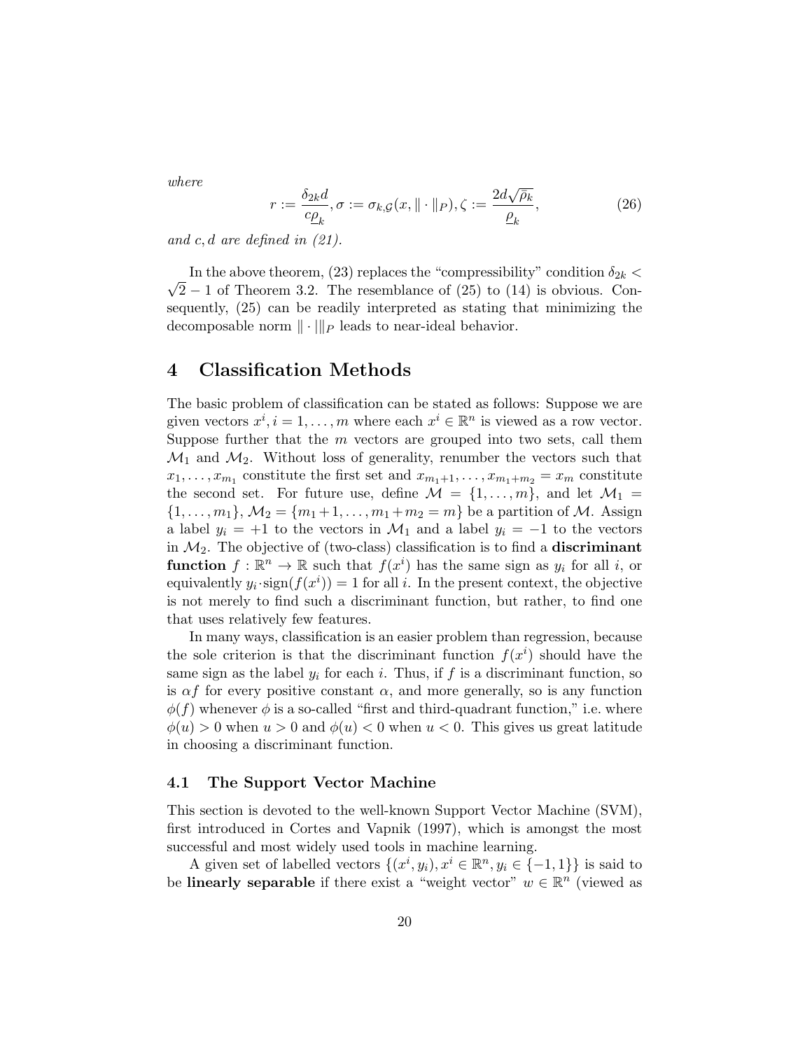*where*

$$r := \frac{\delta_{2k} d}{c \underline{\rho}_k}, \sigma := \sigma_{k,\mathcal{G}}(x, \| \cdot \|_P), \zeta := \frac{2d\sqrt{\bar{\rho}_k}}{\underline{\rho}_k}, \tag{26}$$

*and* $c, d$ *are defined in (21).*

In the above theorem, (23) replaces the "compressibility" condition $\delta_{2k} < \sqrt{2} - 1$ of Theorem 3.2. The resemblance of (25) to (14) is obvious. Consequently, (25) can be readily interpreted as stating that minimizing the decomposable norm $\| \cdot \|\|_P$ leads to near-ideal behavior.

# 4 Classification Methods

The basic problem of classification can be stated as follows: Suppose we are given vectors $x^i, i = 1, \ldots, m$ where each $x^i \in \mathbb{R}^n$ is viewed as a row vector. Suppose further that the $m$ vectors are grouped into two sets, call them $\mathcal{M}_1$ and $\mathcal{M}_2$. Without loss of generality, renumber the vectors such that $x_1, \ldots, x_{m_1}$ constitute the first set and $x_{m_1+1}, \ldots, x_{m_1+m_2} = x_m$ constitute the second set. For future use, define $\mathcal{M} = \{1, \ldots, m\}$, and let $\mathcal{M}_1 = \{1, \ldots, m_1\}, \mathcal{M}_2 = \{m_1+1, \ldots, m_1+m_2 = m\}$ be a partition of $\mathcal{M}$. Assign a label $y_i = +1$ to the vectors in $\mathcal{M}_1$ and a label $y_i = -1$ to the vectors in $\mathcal{M}_2$. The objective of (two-class) classification is to find a **discriminant function** $f : \mathbb{R}^n \to \mathbb{R}$ such that $f(x^i)$ has the same sign as $y_i$ for all $i$, or equivalently $y_i \cdot \text{sign}(f(x^i)) = 1$ for all $i$. In the present context, the objective is not merely to find such a discriminant function, but rather, to find one that uses relatively few features.

In many ways, classification is an easier problem than regression, because the sole criterion is that the discriminant function $f(x^i)$ should have the same sign as the label $y_i$ for each $i$. Thus, if $f$ is a discriminant function, so is $\alpha f$ for every positive constant $\alpha$, and more generally, so is any function $\phi(f)$ whenever $\phi$ is a so-called "first and third-quadrant function," i.e. where $\phi(u) > 0$ when $u > 0$ and $\phi(u) < 0$ when $u < 0$. This gives us great latitude in choosing a discriminant function.

## 4.1 The Support Vector Machine

This section is devoted to the well-known Support Vector Machine (SVM), first introduced in Cortes and Vapnik (1997), which is amongst the most successful and most widely used tools in machine learning.

A given set of labelled vectors $\{(x^i, y_i), x^i \in \mathbb{R}^n, y_i \in \{-1, 1\}\}$ is said to be **linearly separable** if there exist a "weight vector" $w \in \mathbb{R}^n$ (viewed as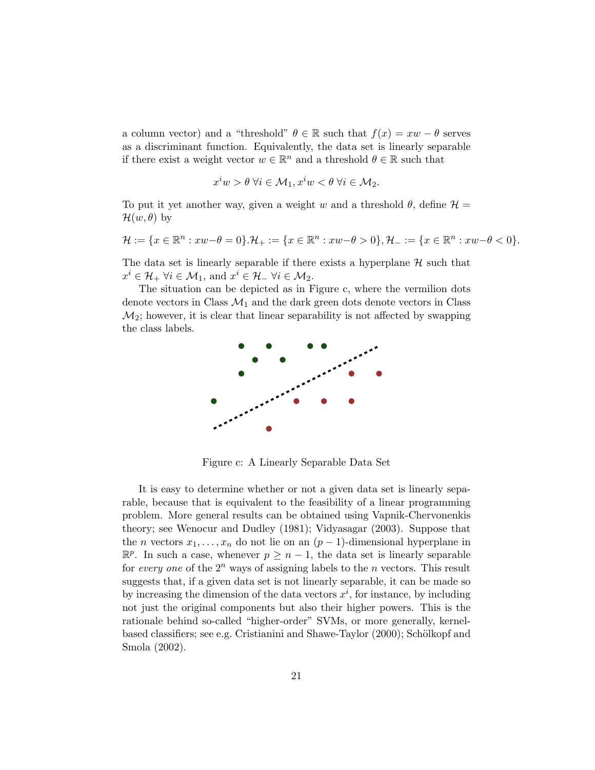a column vector) and a "threshold" $\theta \in \mathbb{R}$ such that $f(x) = xw - \theta$ serves as a discriminant function. Equivalently, the data set is linearly separable if there exist a weight vector $w \in \mathbb{R}^n$ and a threshold $\theta \in \mathbb{R}$ such that

$$x^i w > \theta \; \forall i \in \mathcal{M}_1, x^i w < \theta \; \forall i \in \mathcal{M}_2.$$

To put it yet another way, given a weight $w$ and a threshold $\theta$, define $\mathcal{H} = \mathcal{H}(w, \theta)$ by

$$\mathcal{H} := \{x \in \mathbb{R}^n : xw - \theta = 0\}. \mathcal{H}_+ := \{x \in \mathbb{R}^n : xw - \theta > 0\}, \mathcal{H}_- := \{x \in \mathbb{R}^n : xw - \theta < 0\}.$$

The data set is linearly separable if there exists a hyperplane $\mathcal{H}$ such that $x^i \in \mathcal{H}_+ \; \forall i \in \mathcal{M}_1$, and $x^i \in \mathcal{H}_- \; \forall i \in \mathcal{M}_2$.

The situation can be depicted as in Figure c, where the vermilion dots denote vectors in Class $\mathcal{M}_1$ and the dark green dots denote vectors in Class $\mathcal{M}_2$; however, it is clear that linear separability is not affected by swapping the class labels.

Figure c: A Linearly Separable Data Set

It is easy to determine whether or not a given data set is linearly separable, because that is equivalent to the feasibility of a linear programming problem. More general results can be obtained using Vapnik-Chervonenkis theory; see Wenocur and Dudley (1981); Vidyasagar (2003). Suppose that the $n$ vectors $x_1, \ldots, x_n$ do not lie on an $(p-1)$-dimensional hyperplane in $\mathbb{R}^p$. In such a case, whenever $p \geq n - 1$, the data set is linearly separable for *every one* of the $2^n$ ways of assigning labels to the $n$ vectors. This result suggests that, if a given data set is not linearly separable, it can be made so by increasing the dimension of the data vectors $x^i$, for instance, by including not just the original components but also their higher powers. This is the rationale behind so-called "higher-order" SVMs, or more generally, kernel-based classifiers; see e.g. Cristianini and Shawe-Taylor (2000); Schölkopf and Smola (2002).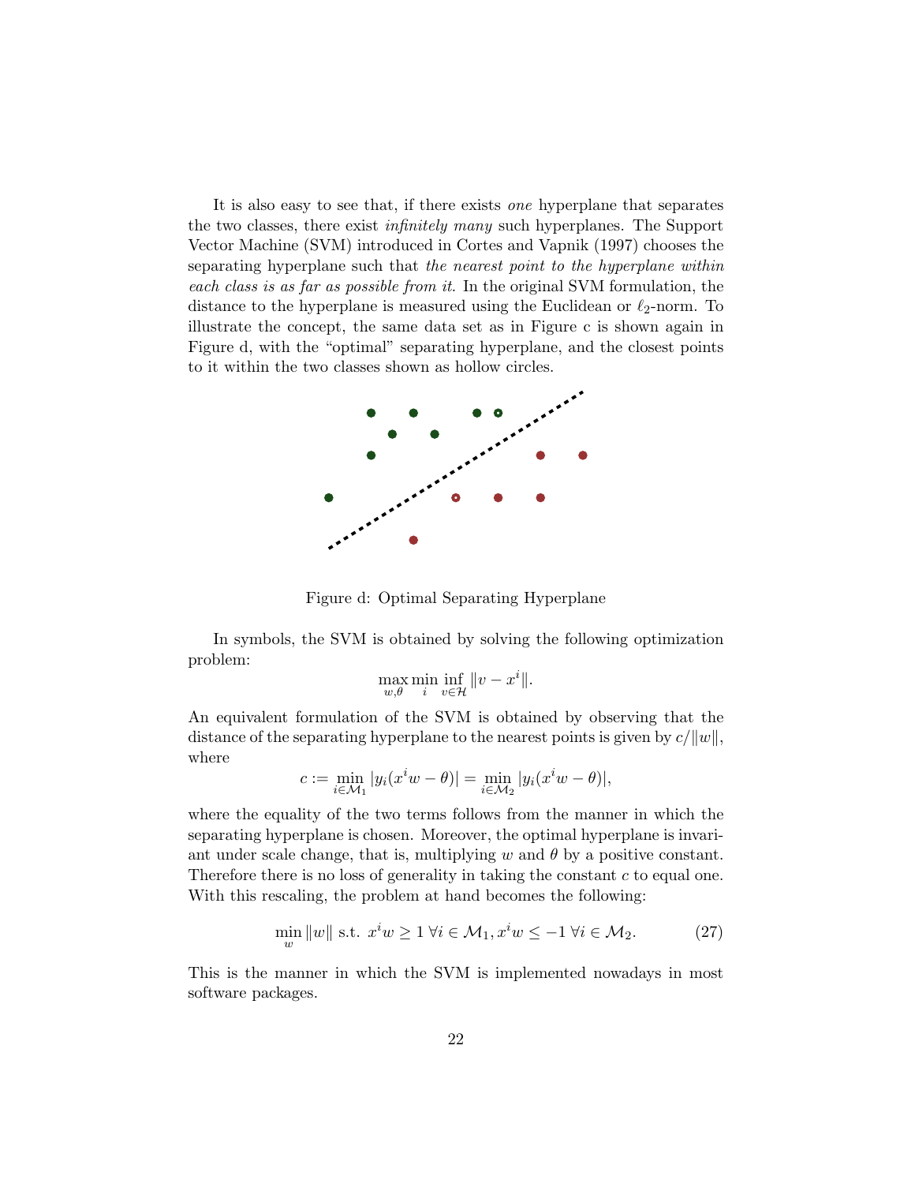It is also easy to see that, if there exists *one* hyperplane that separates the two classes, there exist *infinitely many* such hyperplanes. The Support Vector Machine (SVM) introduced in Cortes and Vapnik (1997) chooses the separating hyperplane such that *the nearest point to the hyperplane within each class is as far as possible from it*. In the original SVM formulation, the distance to the hyperplane is measured using the Euclidean or $\ell_2$-norm. To illustrate the concept, the same data set as in Figure c is shown again in Figure d, with the "optimal" separating hyperplane, and the closest points to it within the two classes shown as hollow circles.

Figure d: Optimal Separating Hyperplane

In symbols, the SVM is obtained by solving the following optimization problem:

$$\max_{w,\theta} \min_{i} \inf_{v \in \mathcal{H}} \|v - x^i\|.$$

An equivalent formulation of the SVM is obtained by observing that the distance of the separating hyperplane to the nearest points is given by $c/\|w\|$, where

$$c := \min_{i \in \mathcal{M}_1} |y_i(x^i w - \theta)| = \min_{i \in \mathcal{M}_2} |y_i(x^i w - \theta)|,$$

where the equality of the two terms follows from the manner in which the separating hyperplane is chosen. Moreover, the optimal hyperplane is invariant under scale change, that is, multiplying $w$ and $\theta$ by a positive constant. Therefore there is no loss of generality in taking the constant $c$ to equal one. With this rescaling, the problem at hand becomes the following:

$$\min_{w} \|w\| \text{ s.t. } x^i w \geq 1 \; \forall i \in \mathcal{M}_1, x^i w \leq -1 \; \forall i \in \mathcal{M}_2. \tag{27}$$

This is the manner in which the SVM is implemented nowadays in most software packages.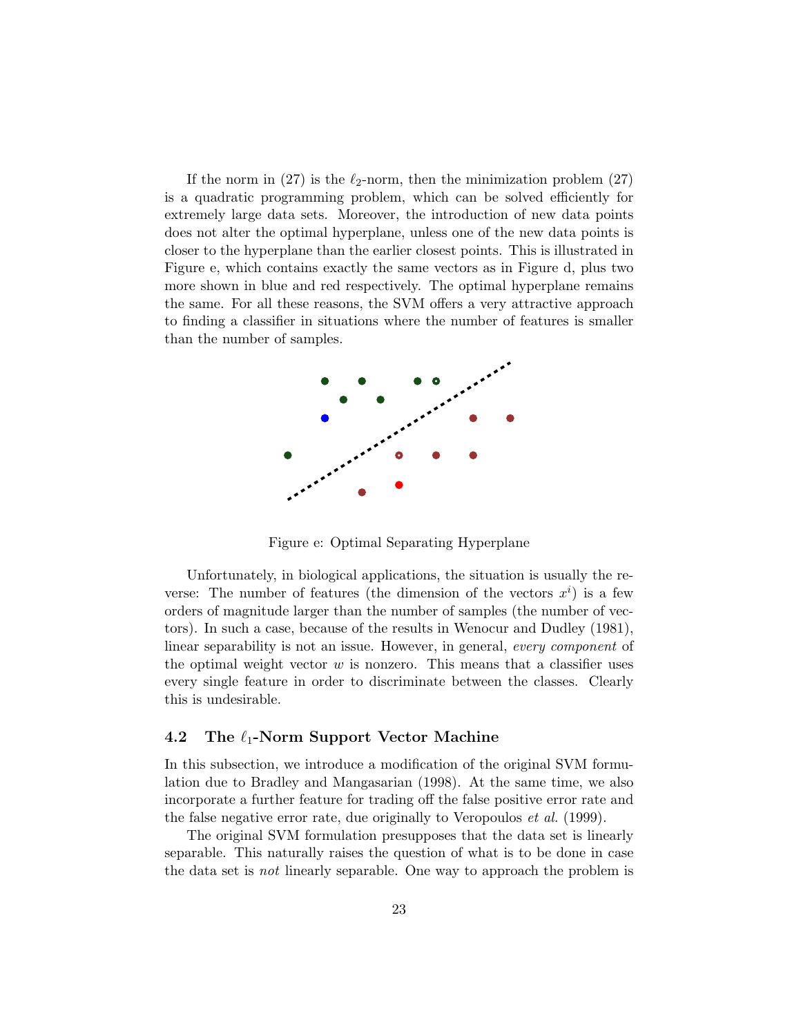If the norm in (27) is the $\ell_2$-norm, then the minimization problem (27) is a quadratic programming problem, which can be solved efficiently for extremely large data sets. Moreover, the introduction of new data points does not alter the optimal hyperplane, unless one of the new data points is closer to the hyperplane than the earlier closest points. This is illustrated in Figure e, which contains exactly the same vectors as in Figure d, plus two more shown in blue and red respectively. The optimal hyperplane remains the same. For all these reasons, the SVM offers a very attractive approach to finding a classifier in situations where the number of features is smaller than the number of samples.

Figure e: Optimal Separating Hyperplane

Unfortunately, in biological applications, the situation is usually the reverse: The number of features (the dimension of the vectors $x^i$) is a few orders of magnitude larger than the number of samples (the number of vectors). In such a case, because of the results in Wenocur and Dudley (1981), linear separability is not an issue. However, in general, *every component* of the optimal weight vector $w$ is nonzero. This means that a classifier uses every single feature in order to discriminate between the classes. Clearly this is undesirable.

### 4.2 The $\ell_1$-Norm Support Vector Machine

In this subsection, we introduce a modification of the original SVM formulation due to Bradley and Mangasarian (1998). At the same time, we also incorporate a further feature for trading off the false positive error rate and the false negative error rate, due originally to Veropoulos *et al.* (1999).

The original SVM formulation presupposes that the data set is linearly separable. This naturally raises the question of what is to be done in case the data set is *not* linearly separable. One way to approach the problem is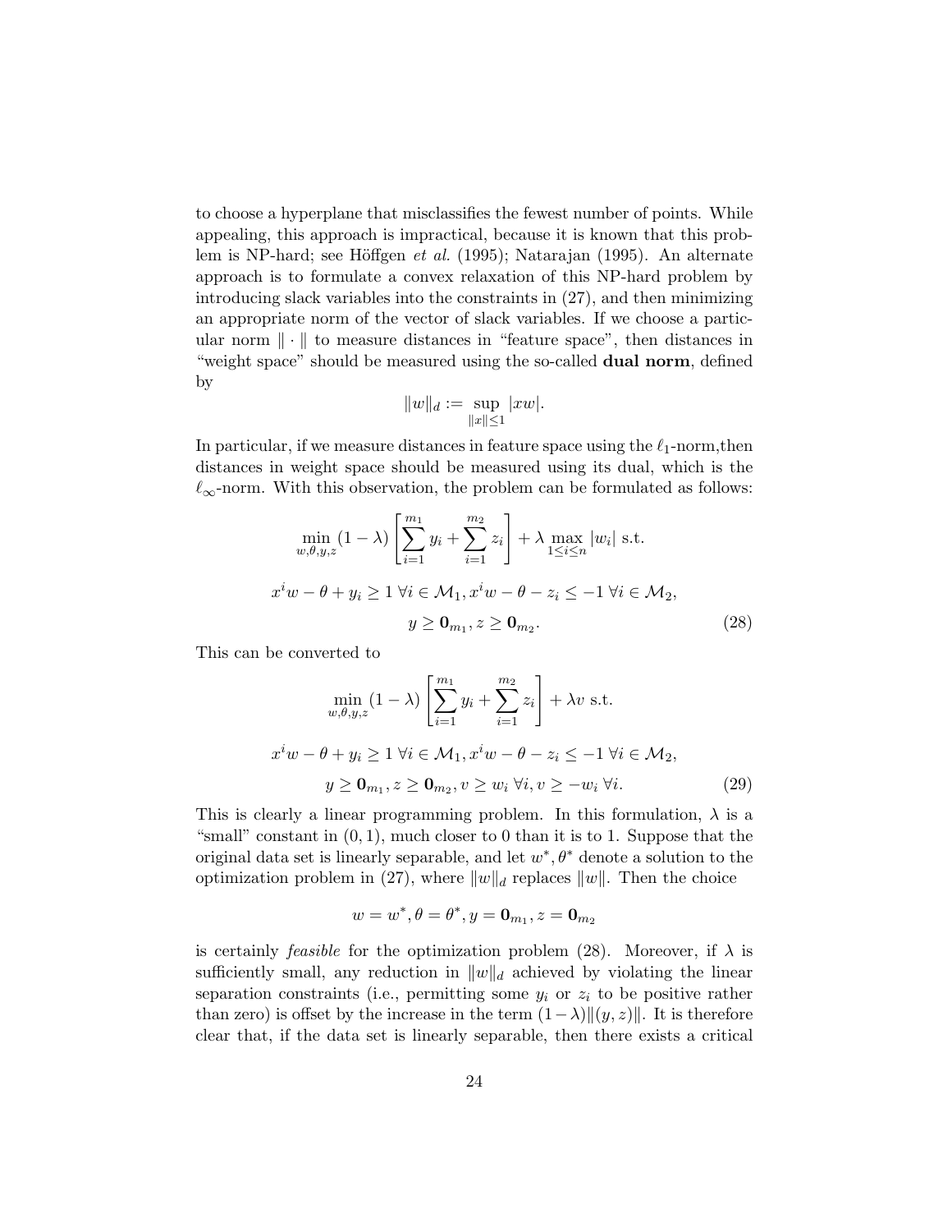to choose a hyperplane that misclassifies the fewest number of points. While appealing, this approach is impractical, because it is known that this problem is NP-hard; see Höffgen *et al.* (1995); Natarajan (1995). An alternate approach is to formulate a convex relaxation of this NP-hard problem by introducing slack variables into the constraints in (27), and then minimizing an appropriate norm of the vector of slack variables. If we choose a particular norm $\| \cdot \|$ to measure distances in "feature space", then distances in "weight space" should be measured using the so-called **dual norm**, defined by

$$\|w\|_d := \sup_{\|x\| \leq 1} |xw|.$$

In particular, if we measure distances in feature space using the $\ell_1$-norm,then distances in weight space should be measured using its dual, which is the $\ell_\infty$-norm. With this observation, the problem can be formulated as follows:

$$\min_{w,\theta,y,z} (1-\lambda) \left[ \sum_{i=1}^{m_1} y_i + \sum_{i=1}^{m_2} z_i \right] + \lambda \max_{1 \leq i \leq n} |w_i| \text{ s.t.}$$

$$x^i w - \theta + y_i \geq 1 \ \forall i \in \mathcal{M}_1, x^i w - \theta - z_i \leq -1 \ \forall i \in \mathcal{M}_2,$$

$$y \geq \mathbf{0}_{m_1}, z \geq \mathbf{0}_{m_2}. \tag{28}$$

This can be converted to

$$\min_{w,\theta,y,z} (1-\lambda) \left[ \sum_{i=1}^{m_1} y_i + \sum_{i=1}^{m_2} z_i \right] + \lambda v \text{ s.t.}$$

$$x^i w - \theta + y_i \geq 1 \ \forall i \in \mathcal{M}_1, x^i w - \theta - z_i \leq -1 \ \forall i \in \mathcal{M}_2,$$

$$y \geq \mathbf{0}_{m_1}, z \geq \mathbf{0}_{m_2}, v \geq w_i \ \forall i, v \geq -w_i \ \forall i. \tag{29}$$

This is clearly a linear programming problem. In this formulation, $\lambda$ is a "small" constant in $(0, 1)$, much closer to 0 than it is to 1. Suppose that the original data set is linearly separable, and let $w^*, \theta^*$ denote a solution to the optimization problem in (27), where $\|w\|_d$ replaces $\|w\|$. Then the choice

$$w = w^*, \theta = \theta^*, y = \mathbf{0}_{m_1}, z = \mathbf{0}_{m_2}$$

is certainly *feasible* for the optimization problem (28). Moreover, if $\lambda$ is sufficiently small, any reduction in $\|w\|_d$ achieved by violating the linear separation constraints (i.e., permitting some $y_i$ or $z_i$ to be positive rather than zero) is offset by the increase in the term $(1-\lambda)\|(y, z)\|$. It is therefore clear that, if the data set is linearly separable, then there exists a critical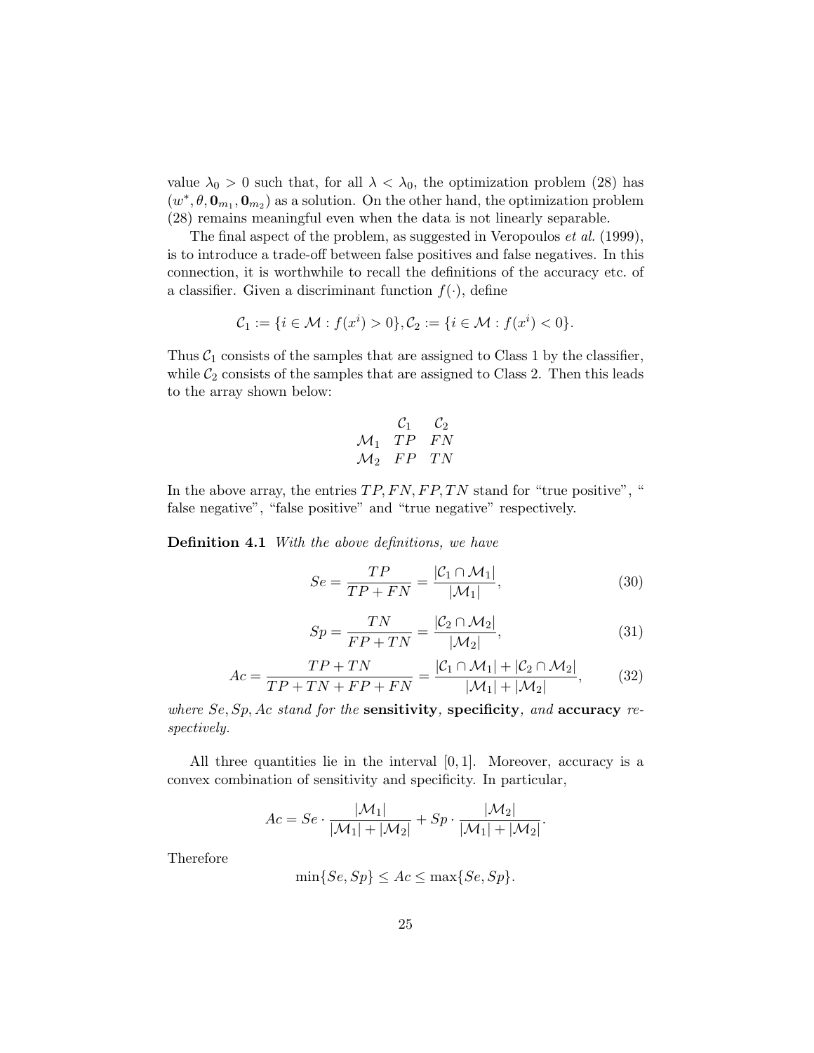value $\lambda_0 > 0$ such that, for all $\lambda < \lambda_0$, the optimization problem (28) has $(w^*, \theta, \mathbf{0}_{m_1}, \mathbf{0}_{m_2})$ as a solution. On the other hand, the optimization problem (28) remains meaningful even when the data is not linearly separable.

The final aspect of the problem, as suggested in Veropoulos *et al.* (1999), is to introduce a trade-off between false positives and false negatives. In this connection, it is worthwhile to recall the definitions of the accuracy etc. of a classifier. Given a discriminant function $f(\cdot)$, define

$$\mathcal{C}_1 := \{i \in \mathcal{M} : f(x^i) > 0\}, \mathcal{C}_2 := \{i \in \mathcal{M} : f(x^i) < 0\}.$$

Thus $\mathcal{C}_1$ consists of the samples that are assigned to Class 1 by the classifier, while $\mathcal{C}_2$ consists of the samples that are assigned to Class 2. Then this leads to the array shown below:

|  | $\mathcal{C}_1$ | $\mathcal{C}_2$ |
|---|---|---|
| $\mathcal{M}_1$ | $TP$ | $FN$ |
| $\mathcal{M}_2$ | $FP$ | $TN$ |

In the above array, the entries $TP, FN, FP, TN$ stand for "true positive", " false negative", "false positive" and "true negative" respectively.

**Definition 4.1** *With the above definitions, we have*

$$Se = \frac{TP}{TP + FN} = \frac{|\mathcal{C}_1 \cap \mathcal{M}_1|}{|\mathcal{M}_1|}, \tag{30}$$

$$Sp = \frac{TN}{FP + TN} = \frac{|\mathcal{C}_2 \cap \mathcal{M}_2|}{|\mathcal{M}_2|}, \tag{31}$$

$$Ac = \frac{TP + TN}{TP + TN + FP + FN} = \frac{|\mathcal{C}_1 \cap \mathcal{M}_1| + |\mathcal{C}_2 \cap \mathcal{M}_2|}{|\mathcal{M}_1| + |\mathcal{M}_2|}, \tag{32}$$

*where $Se, Sp, Ac$ stand for the* **sensitivity**, **specificity**, *and* **accuracy** *respectively.*

All three quantities lie in the interval $[0, 1]$. Moreover, accuracy is a convex combination of sensitivity and specificity. In particular,

$$Ac = Se \cdot \frac{|\mathcal{M}_1|}{|\mathcal{M}_1| + |\mathcal{M}_2|} + Sp \cdot \frac{|\mathcal{M}_2|}{|\mathcal{M}_1| + |\mathcal{M}_2|}.$$

Therefore

$$\min\{Se, Sp\} \leq Ac \leq \max\{Se, Sp\}.$$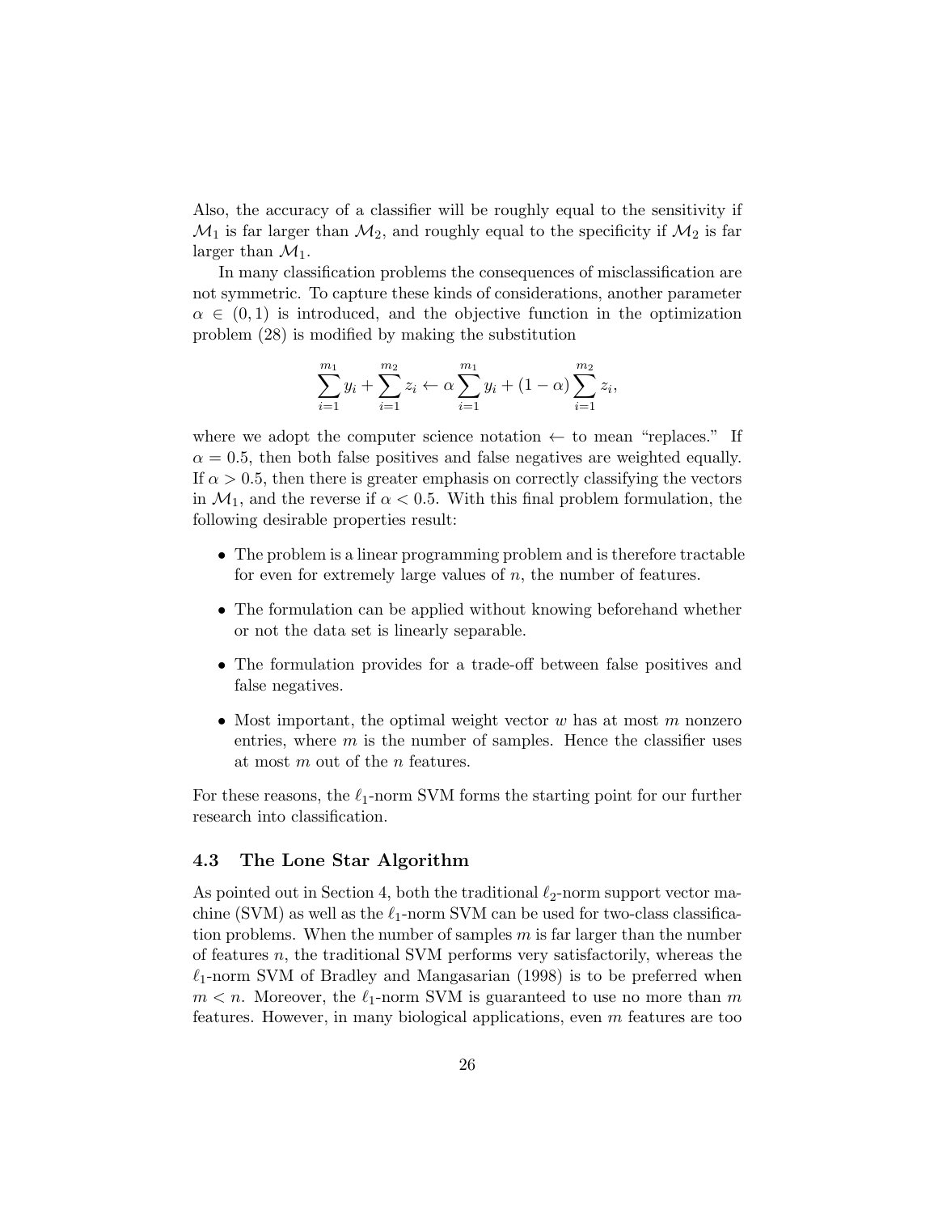Also, the accuracy of a classifier will be roughly equal to the sensitivity if $\mathcal{M}_1$ is far larger than $\mathcal{M}_2$, and roughly equal to the specificity if $\mathcal{M}_2$ is far larger than $\mathcal{M}_1$.

In many classification problems the consequences of misclassification are not symmetric. To capture these kinds of considerations, another parameter $\alpha \in (0, 1)$ is introduced, and the objective function in the optimization problem (28) is modified by making the substitution

$$\sum_{i=1}^{m_1} y_i + \sum_{i=1}^{m_2} z_i \leftarrow \alpha \sum_{i=1}^{m_1} y_i + (1 - \alpha) \sum_{i=1}^{m_2} z_i,$$

where we adopt the computer science notation $\leftarrow$ to mean "replaces." If $\alpha = 0.5$, then both false positives and false negatives are weighted equally. If $\alpha > 0.5$, then there is greater emphasis on correctly classifying the vectors in $\mathcal{M}_1$, and the reverse if $\alpha < 0.5$. With this final problem formulation, the following desirable properties result:

- The problem is a linear programming problem and is therefore tractable for even for extremely large values of $n$, the number of features.
- The formulation can be applied without knowing beforehand whether or not the data set is linearly separable.
- The formulation provides for a trade-off between false positives and false negatives.
- Most important, the optimal weight vector $w$ has at most $m$ nonzero entries, where $m$ is the number of samples. Hence the classifier uses at most $m$ out of the $n$ features.

For these reasons, the $\ell_1$-norm SVM forms the starting point for our further research into classification.

### 4.3 The Lone Star Algorithm

As pointed out in Section 4, both the traditional $\ell_2$-norm support vector machine (SVM) as well as the $\ell_1$-norm SVM can be used for two-class classification problems. When the number of samples $m$ is far larger than the number of features $n$, the traditional SVM performs very satisfactorily, whereas the $\ell_1$-norm SVM of Bradley and Mangasarian (1998) is to be preferred when $m < n$. Moreover, the $\ell_1$-norm SVM is guaranteed to use no more than $m$ features. However, in many biological applications, even $m$ features are too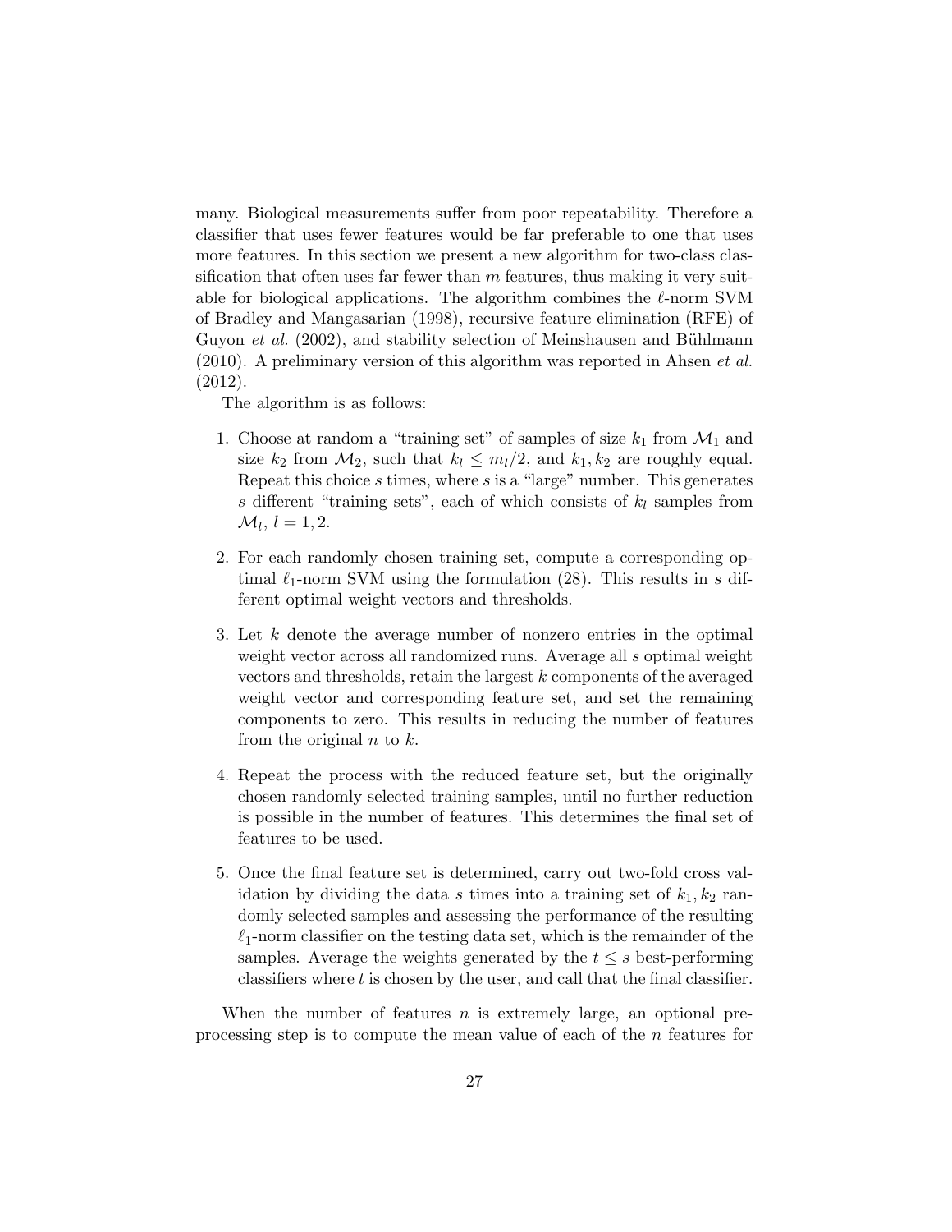many. Biological measurements suffer from poor repeatability. Therefore a classifier that uses fewer features would be far preferable to one that uses more features. In this section we present a new algorithm for two-class classification that often uses far fewer than $m$ features, thus making it very suitable for biological applications. The algorithm combines the $\ell$-norm SVM of Bradley and Mangasarian (1998), recursive feature elimination (RFE) of Guyon *et al.* (2002), and stability selection of Meinshausen and Bühlmann (2010). A preliminary version of this algorithm was reported in Ahsen *et al.* (2012).

The algorithm is as follows:

1. Choose at random a "training set" of samples of size $k_1$ from $\mathcal{M}_1$ and size $k_2$ from $\mathcal{M}_2$, such that $k_l \leq m_l/2$, and $k_1, k_2$ are roughly equal. Repeat this choice $s$ times, where $s$ is a "large" number. This generates $s$ different "training sets", each of which consists of $k_l$ samples from $\mathcal{M}_l$, $l = 1, 2$.

2. For each randomly chosen training set, compute a corresponding optimal $\ell_1$-norm SVM using the formulation (28). This results in $s$ different optimal weight vectors and thresholds.

3. Let $k$ denote the average number of nonzero entries in the optimal weight vector across all randomized runs. Average all $s$ optimal weight vectors and thresholds, retain the largest $k$ components of the averaged weight vector and corresponding feature set, and set the remaining components to zero. This results in reducing the number of features from the original $n$ to $k$.

4. Repeat the process with the reduced feature set, but the originally chosen randomly selected training samples, until no further reduction is possible in the number of features. This determines the final set of features to be used.

5. Once the final feature set is determined, carry out two-fold cross validation by dividing the data $s$ times into a training set of $k_1, k_2$ randomly selected samples and assessing the performance of the resulting $\ell_1$-norm classifier on the testing data set, which is the remainder of the samples. Average the weights generated by the $t \leq s$ best-performing classifiers where $t$ is chosen by the user, and call that the final classifier.

When the number of features $n$ is extremely large, an optional preprocessing step is to compute the mean value of each of the $n$ features for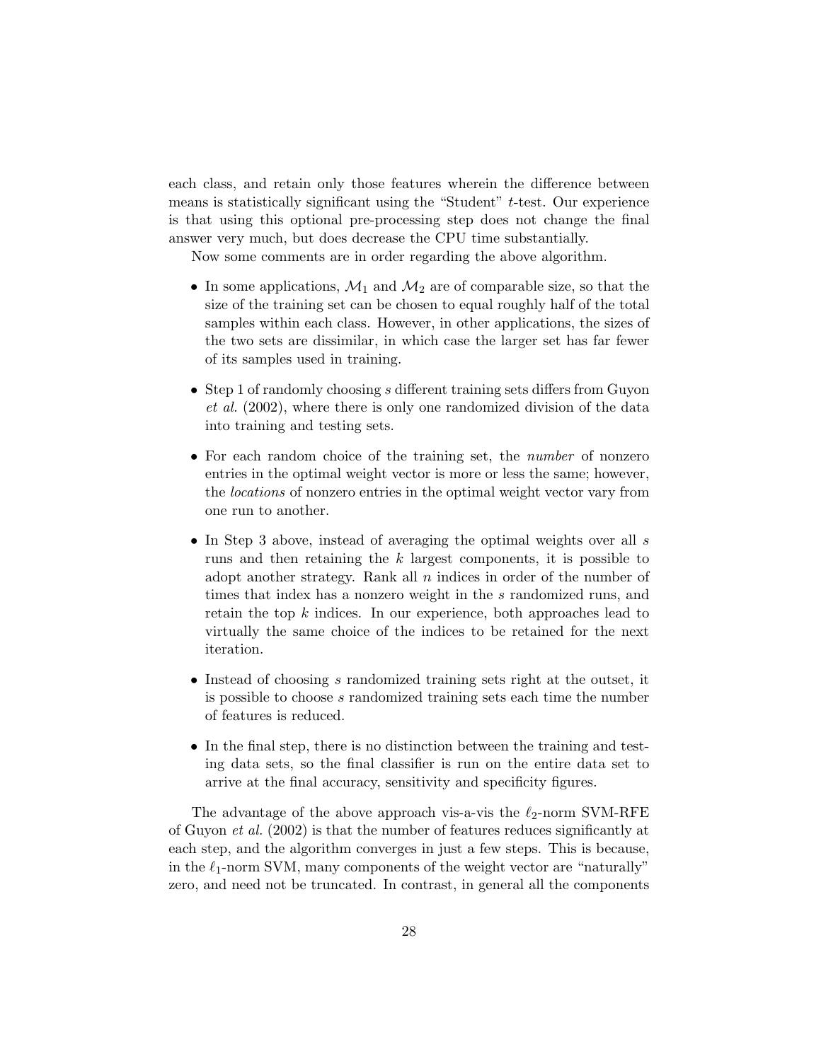each class, and retain only those features wherein the difference between means is statistically significant using the "Student" $t$-test. Our experience is that using this optional pre-processing step does not change the final answer very much, but does decrease the CPU time substantially.

Now some comments are in order regarding the above algorithm.

- In some applications, $\mathcal{M}_1$ and $\mathcal{M}_2$ are of comparable size, so that the size of the training set can be chosen to equal roughly half of the total samples within each class. However, in other applications, the sizes of the two sets are dissimilar, in which case the larger set has far fewer of its samples used in training.

- Step 1 of randomly choosing $s$ different training sets differs from Guyon *et al.* (2002), where there is only one randomized division of the data into training and testing sets.

- For each random choice of the training set, the *number* of nonzero entries in the optimal weight vector is more or less the same; however, the *locations* of nonzero entries in the optimal weight vector vary from one run to another.

- In Step 3 above, instead of averaging the optimal weights over all $s$ runs and then retaining the $k$ largest components, it is possible to adopt another strategy. Rank all $n$ indices in order of the number of times that index has a nonzero weight in the $s$ randomized runs, and retain the top $k$ indices. In our experience, both approaches lead to virtually the same choice of the indices to be retained for the next iteration.

- Instead of choosing $s$ randomized training sets right at the outset, it is possible to choose $s$ randomized training sets each time the number of features is reduced.

- In the final step, there is no distinction between the training and testing data sets, so the final classifier is run on the entire data set to arrive at the final accuracy, sensitivity and specificity figures.

The advantage of the above approach vis-a-vis the $\ell_2$-norm SVM-RFE of Guyon *et al.* (2002) is that the number of features reduces significantly at each step, and the algorithm converges in just a few steps. This is because, in the $\ell_1$-norm SVM, many components of the weight vector are "naturally" zero, and need not be truncated. In contrast, in general all the components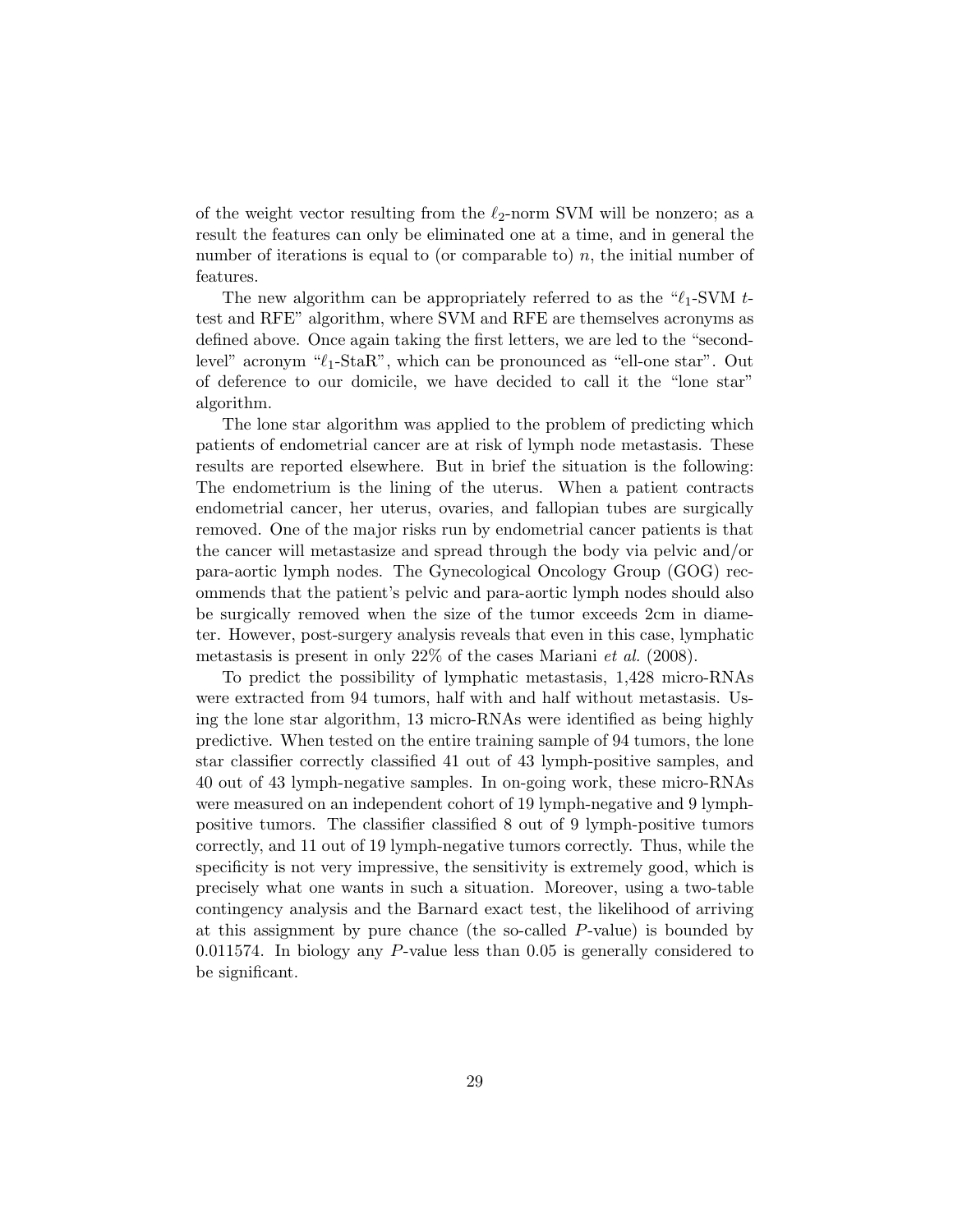of the weight vector resulting from the $\ell_2$-norm SVM will be nonzero; as a result the features can only be eliminated one at a time, and in general the number of iterations is equal to (or comparable to) $n$, the initial number of features.

The new algorithm can be appropriately referred to as the "$\ell_1$-SVM $t$-test and RFE" algorithm, where SVM and RFE are themselves acronyms as defined above. Once again taking the first letters, we are led to the "second-level" acronym "$\ell_1$-StaR", which can be pronounced as "ell-one star". Out of deference to our domicile, we have decided to call it the "lone star" algorithm.

The lone star algorithm was applied to the problem of predicting which patients of endometrial cancer are at risk of lymph node metastasis. These results are reported elsewhere. But in brief the situation is the following: The endometrium is the lining of the uterus. When a patient contracts endometrial cancer, her uterus, ovaries, and fallopian tubes are surgically removed. One of the major risks run by endometrial cancer patients is that the cancer will metastasize and spread through the body via pelvic and/or para-aortic lymph nodes. The Gynecological Oncology Group (GOG) recommends that the patient's pelvic and para-aortic lymph nodes should also be surgically removed when the size of the tumor exceeds 2cm in diameter. However, post-surgery analysis reveals that even in this case, lymphatic metastasis is present in only 22% of the cases Mariani *et al.* (2008).

To predict the possibility of lymphatic metastasis, 1,428 micro-RNAs were extracted from 94 tumors, half with and half without metastasis. Using the lone star algorithm, 13 micro-RNAs were identified as being highly predictive. When tested on the entire training sample of 94 tumors, the lone star classifier correctly classified 41 out of 43 lymph-positive samples, and 40 out of 43 lymph-negative samples. In on-going work, these micro-RNAs were measured on an independent cohort of 19 lymph-negative and 9 lymph-positive tumors. The classifier classified 8 out of 9 lymph-positive tumors correctly, and 11 out of 19 lymph-negative tumors correctly. Thus, while the specificity is not very impressive, the sensitivity is extremely good, which is precisely what one wants in such a situation. Moreover, using a two-table contingency analysis and the Barnard exact test, the likelihood of arriving at this assignment by pure chance (the so-called $P$-value) is bounded by 0.011574. In biology any $P$-value less than 0.05 is generally considered to be significant.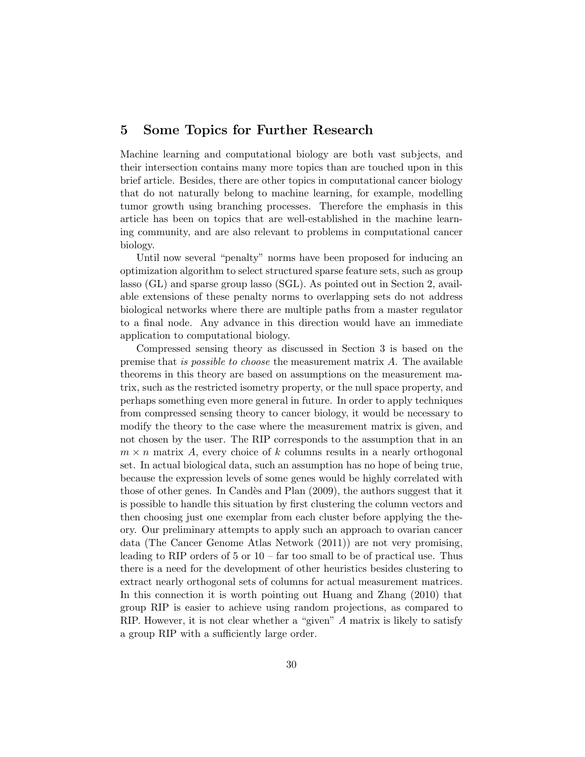## 5 Some Topics for Further Research

Machine learning and computational biology are both vast subjects, and their intersection contains many more topics than are touched upon in this brief article. Besides, there are other topics in computational cancer biology that do not naturally belong to machine learning, for example, modelling tumor growth using branching processes. Therefore the emphasis in this article has been on topics that are well-established in the machine learning community, and are also relevant to problems in computational cancer biology.

Until now several "penalty" norms have been proposed for inducing an optimization algorithm to select structured sparse feature sets, such as group lasso (GL) and sparse group lasso (SGL). As pointed out in Section 2, available extensions of these penalty norms to overlapping sets do not address biological networks where there are multiple paths from a master regulator to a final node. Any advance in this direction would have an immediate application to computational biology.

Compressed sensing theory as discussed in Section 3 is based on the premise that *is possible to choose* the measurement matrix $A$. The available theorems in this theory are based on assumptions on the measurement matrix, such as the restricted isometry property, or the null space property, and perhaps something even more general in future. In order to apply techniques from compressed sensing theory to cancer biology, it would be necessary to modify the theory to the case where the measurement matrix is given, and not chosen by the user. The RIP corresponds to the assumption that in an $m \times n$ matrix $A$, every choice of $k$ columns results in a nearly orthogonal set. In actual biological data, such an assumption has no hope of being true, because the expression levels of some genes would be highly correlated with those of other genes. In Candès and Plan (2009), the authors suggest that it is possible to handle this situation by first clustering the column vectors and then choosing just one exemplar from each cluster before applying the theory. Our preliminary attempts to apply such an approach to ovarian cancer data (The Cancer Genome Atlas Network (2011)) are not very promising, leading to RIP orders of 5 or 10 – far too small to be of practical use. Thus there is a need for the development of other heuristics besides clustering to extract nearly orthogonal sets of columns for actual measurement matrices. In this connection it is worth pointing out Huang and Zhang (2010) that group RIP is easier to achieve using random projections, as compared to RIP. However, it is not clear whether a "given" $A$ matrix is likely to satisfy a group RIP with a sufficiently large order.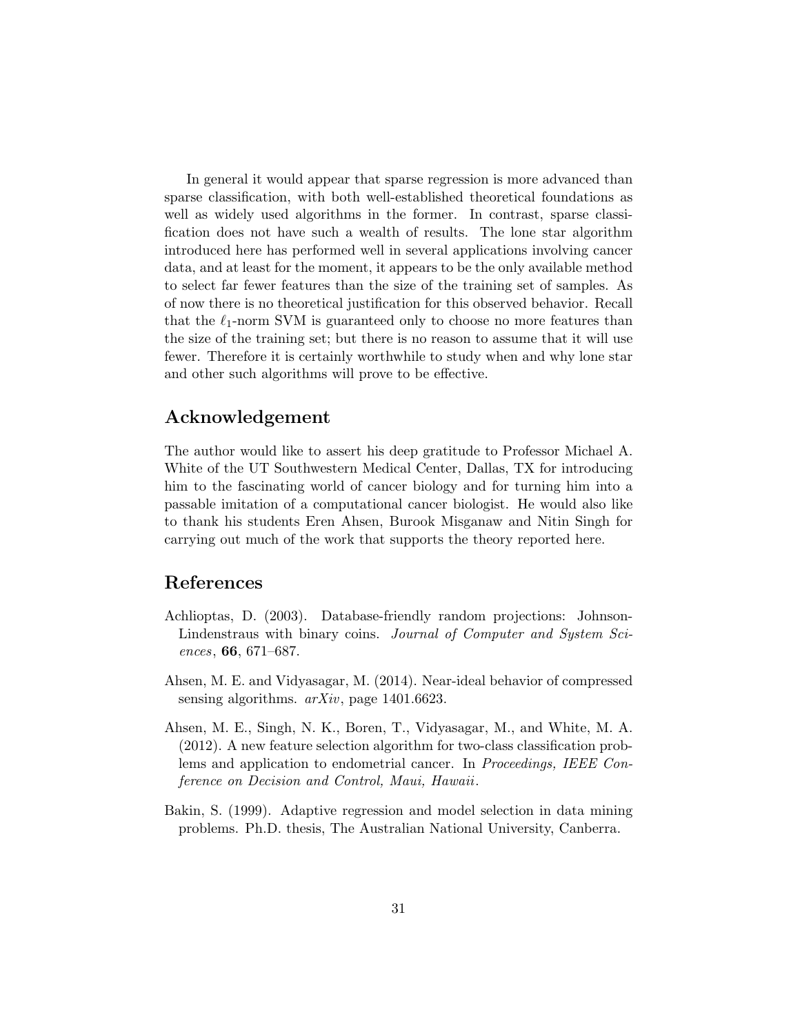In general it would appear that sparse regression is more advanced than sparse classification, with both well-established theoretical foundations as well as widely used algorithms in the former. In contrast, sparse classification does not have such a wealth of results. The lone star algorithm introduced here has performed well in several applications involving cancer data, and at least for the moment, it appears to be the only available method to select far fewer features than the size of the training set of samples. As of now there is no theoretical justification for this observed behavior. Recall that the $\ell_1$-norm SVM is guaranteed only to choose no more features than the size of the training set; but there is no reason to assume that it will use fewer. Therefore it is certainly worthwhile to study when and why lone star and other such algorithms will prove to be effective.

## Acknowledgement

The author would like to assert his deep gratitude to Professor Michael A. White of the UT Southwestern Medical Center, Dallas, TX for introducing him to the fascinating world of cancer biology and for turning him into a passable imitation of a computational cancer biologist. He would also like to thank his students Eren Ahsen, Burook Misganaw and Nitin Singh for carrying out much of the work that supports the theory reported here.

## References

Achlioptas, D. (2003). Database-friendly random projections: Johnson-Lindenstraus with binary coins. *Journal of Computer and System Sciences*, **66**, 671–687.

Ahsen, M. E. and Vidyasagar, M. (2014). Near-ideal behavior of compressed sensing algorithms. *arXiv*, page 1401.6623.

Ahsen, M. E., Singh, N. K., Boren, T., Vidyasagar, M., and White, M. A. (2012). A new feature selection algorithm for two-class classification problems and application to endometrial cancer. In *Proceedings, IEEE Conference on Decision and Control, Maui, Hawaii*.

Bakin, S. (1999). Adaptive regression and model selection in data mining problems. Ph.D. thesis, The Australian National University, Canberra.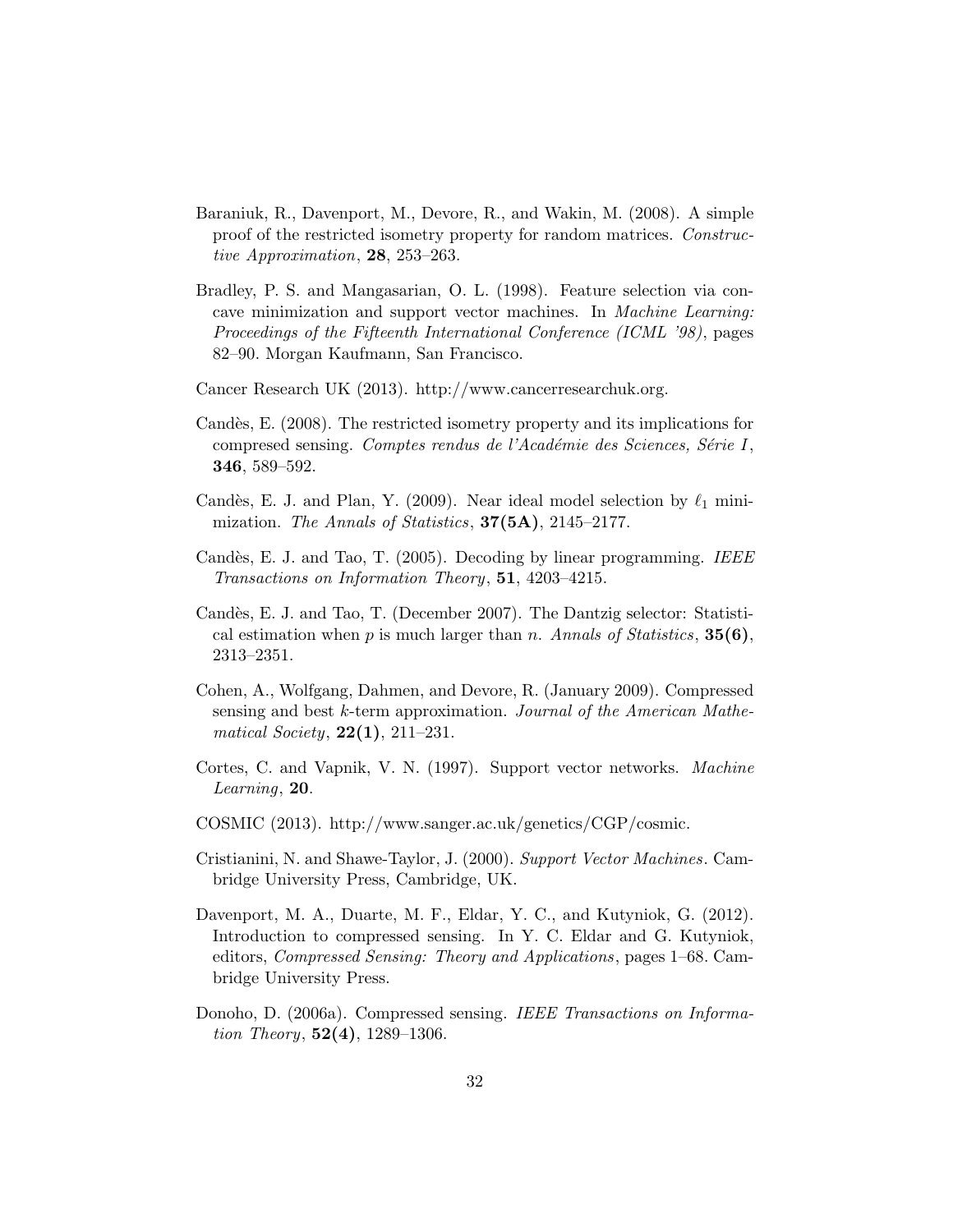Baraniuk, R., Davenport, M., Devore, R., and Wakin, M. (2008). A simple proof of the restricted isometry property for random matrices. *Constructive Approximation*, **28**, 253–263.

Bradley, P. S. and Mangasarian, O. L. (1998). Feature selection via concave minimization and support vector machines. In *Machine Learning: Proceedings of the Fifteenth International Conference (ICML '98)*, pages 82–90. Morgan Kaufmann, San Francisco.

Cancer Research UK (2013). http://www.cancerresearchuk.org.

Candès, E. (2008). The restricted isometry property and its implications for compressed sensing. *Comptes rendus de l'Académie des Sciences, Série I*, **346**, 589–592.

Candès, E. J. and Plan, Y. (2009). Near ideal model selection by $\ell_1$ minimization. *The Annals of Statistics*, **37(5A)**, 2145–2177.

Candès, E. J. and Tao, T. (2005). Decoding by linear programming. *IEEE Transactions on Information Theory*, **51**, 4203–4215.

Candès, E. J. and Tao, T. (December 2007). The Dantzig selector: Statistical estimation when $p$ is much larger than $n$. *Annals of Statistics*, **35(6)**, 2313–2351.

Cohen, A., Wolfgang, Dahmen, and Devore, R. (January 2009). Compressed sensing and best $k$-term approximation. *Journal of the American Mathematical Society*, **22(1)**, 211–231.

Cortes, C. and Vapnik, V. N. (1997). Support vector networks. *Machine Learning*, **20**.

COSMIC (2013). http://www.sanger.ac.uk/genetics/CGP/cosmic.

Cristianini, N. and Shawe-Taylor, J. (2000). *Support Vector Machines*. Cambridge University Press, Cambridge, UK.

Davenport, M. A., Duarte, M. F., Eldar, Y. C., and Kutyniok, G. (2012). Introduction to compressed sensing. In Y. C. Eldar and G. Kutyniok, editors, *Compressed Sensing: Theory and Applications*, pages 1–68. Cambridge University Press.

Donoho, D. (2006a). Compressed sensing. *IEEE Transactions on Information Theory*, **52(4)**, 1289–1306.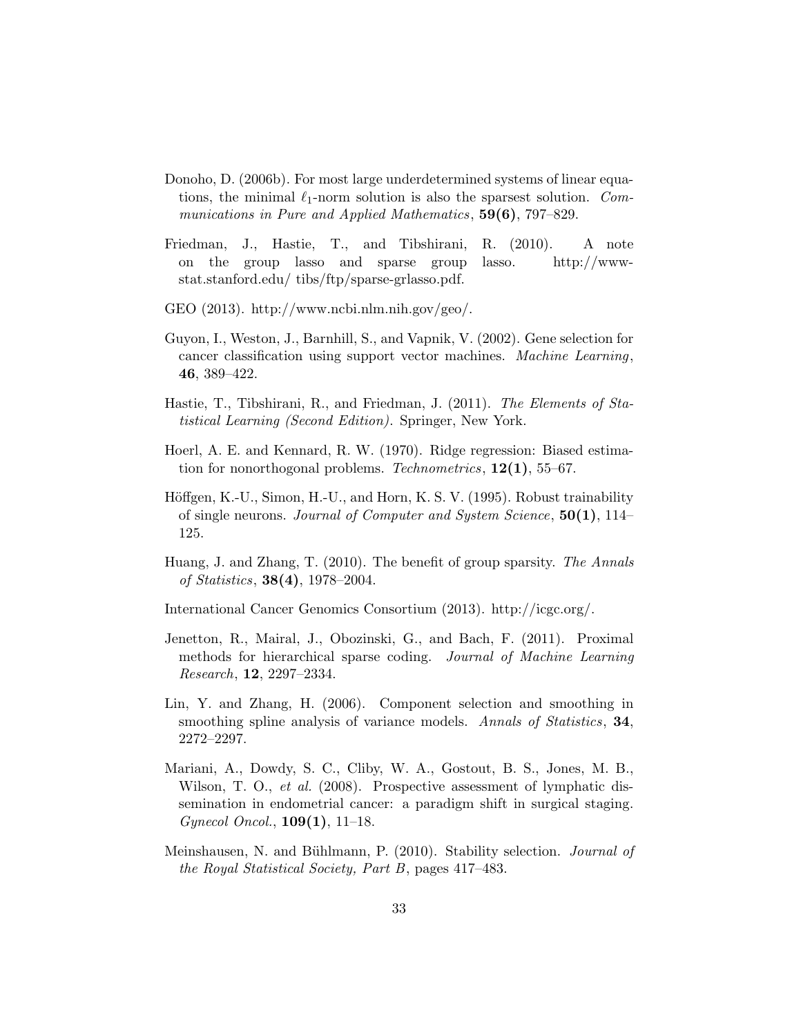Donoho, D. (2006b). For most large underdetermined systems of linear equations, the minimal $\ell_1$-norm solution is also the sparsest solution. *Communications in Pure and Applied Mathematics*, **59(6)**, 797–829.

Friedman, J., Hastie, T., and Tibshirani, R. (2010). A note on the group lasso and sparse group lasso. http://www-stat.stanford.edu/ tibs/ftp/sparse-grlasso.pdf.

GEO (2013). http://www.ncbi.nlm.nih.gov/geo/.

Guyon, I., Weston, J., Barnhill, S., and Vapnik, V. (2002). Gene selection for cancer classification using support vector machines. *Machine Learning*, **46**, 389–422.

Hastie, T., Tibshirani, R., and Friedman, J. (2011). *The Elements of Statistical Learning (Second Edition)*. Springer, New York.

Hoerl, A. E. and Kennard, R. W. (1970). Ridge regression: Biased estimation for nonorthogonal problems. *Technometrics*, **12(1)**, 55–67.

Höffgen, K.-U., Simon, H.-U., and Horn, K. S. V. (1995). Robust trainability of single neurons. *Journal of Computer and System Science*, **50(1)**, 114–125.

Huang, J. and Zhang, T. (2010). The benefit of group sparsity. *The Annals of Statistics*, **38(4)**, 1978–2004.

International Cancer Genomics Consortium (2013). http://icgc.org/.

Jenetton, R., Mairal, J., Obozinski, G., and Bach, F. (2011). Proximal methods for hierarchical sparse coding. *Journal of Machine Learning Research*, **12**, 2297–2334.

Lin, Y. and Zhang, H. (2006). Component selection and smoothing in smoothing spline analysis of variance models. *Annals of Statistics*, **34**, 2272–2297.

Mariani, A., Dowdy, S. C., Cliby, W. A., Gostout, B. S., Jones, M. B., Wilson, T. O., *et al.* (2008). Prospective assessment of lymphatic dissemination in endometrial cancer: a paradigm shift in surgical staging. *Gynecol Oncol.*, **109(1)**, 11–18.

Meinshausen, N. and Bühlmann, P. (2010). Stability selection. *Journal of the Royal Statistical Society, Part B*, pages 417–483.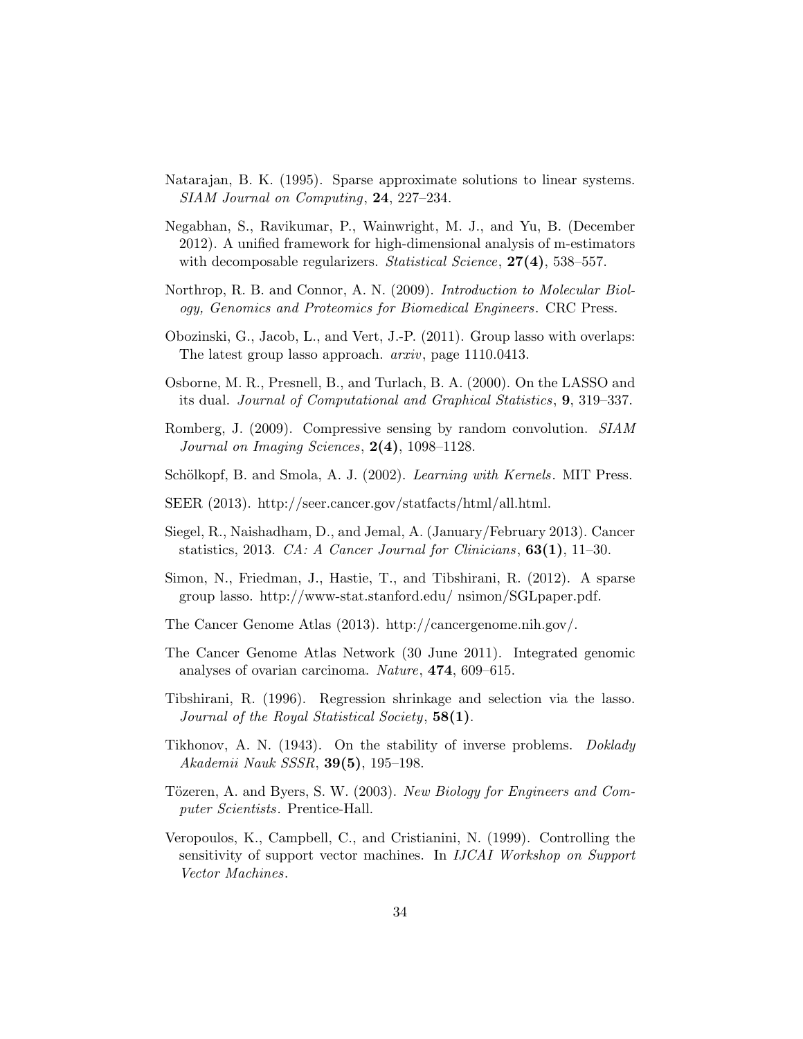Natarajan, B. K. (1995). Sparse approximate solutions to linear systems. *SIAM Journal on Computing*, **24**, 227–234.

Negabhan, S., Ravikumar, P., Wainwright, M. J., and Yu, B. (December 2012). A unified framework for high-dimensional analysis of m-estimators with decomposable regularizers. *Statistical Science*, **27(4)**, 538–557.

Northrop, R. B. and Connor, A. N. (2009). *Introduction to Molecular Biology, Genomics and Proteomics for Biomedical Engineers*. CRC Press.

Obozinski, G., Jacob, L., and Vert, J.-P. (2011). Group lasso with overlaps: The latest group lasso approach. *arxiv*, page 1110.0413.

Osborne, M. R., Presnell, B., and Turlach, B. A. (2000). On the LASSO and its dual. *Journal of Computational and Graphical Statistics*, **9**, 319–337.

Romberg, J. (2009). Compressive sensing by random convolution. *SIAM Journal on Imaging Sciences*, **2(4)**, 1098–1128.

Schölkopf, B. and Smola, A. J. (2002). *Learning with Kernels*. MIT Press.

SEER (2013). http://seer.cancer.gov/statfacts/html/all.html.

Siegel, R., Naishadham, D., and Jemal, A. (January/February 2013). Cancer statistics, 2013. *CA: A Cancer Journal for Clinicians*, **63(1)**, 11–30.

Simon, N., Friedman, J., Hastie, T., and Tibshirani, R. (2012). A sparse group lasso. http://www-stat.stanford.edu/ nsimon/SGLpaper.pdf.

The Cancer Genome Atlas (2013). http://cancergenome.nih.gov/.

The Cancer Genome Atlas Network (30 June 2011). Integrated genomic analyses of ovarian carcinoma. *Nature*, **474**, 609–615.

Tibshirani, R. (1996). Regression shrinkage and selection via the lasso. *Journal of the Royal Statistical Society*, **58(1)**.

Tikhonov, A. N. (1943). On the stability of inverse problems. *Doklady Akademii Nauk SSSR*, **39(5)**, 195–198.

Tözeren, A. and Byers, S. W. (2003). *New Biology for Engineers and Computer Scientists*. Prentice-Hall.

Veropoulos, K., Campbell, C., and Cristianini, N. (1999). Controlling the sensitivity of support vector machines. In *IJCAI Workshop on Support Vector Machines*.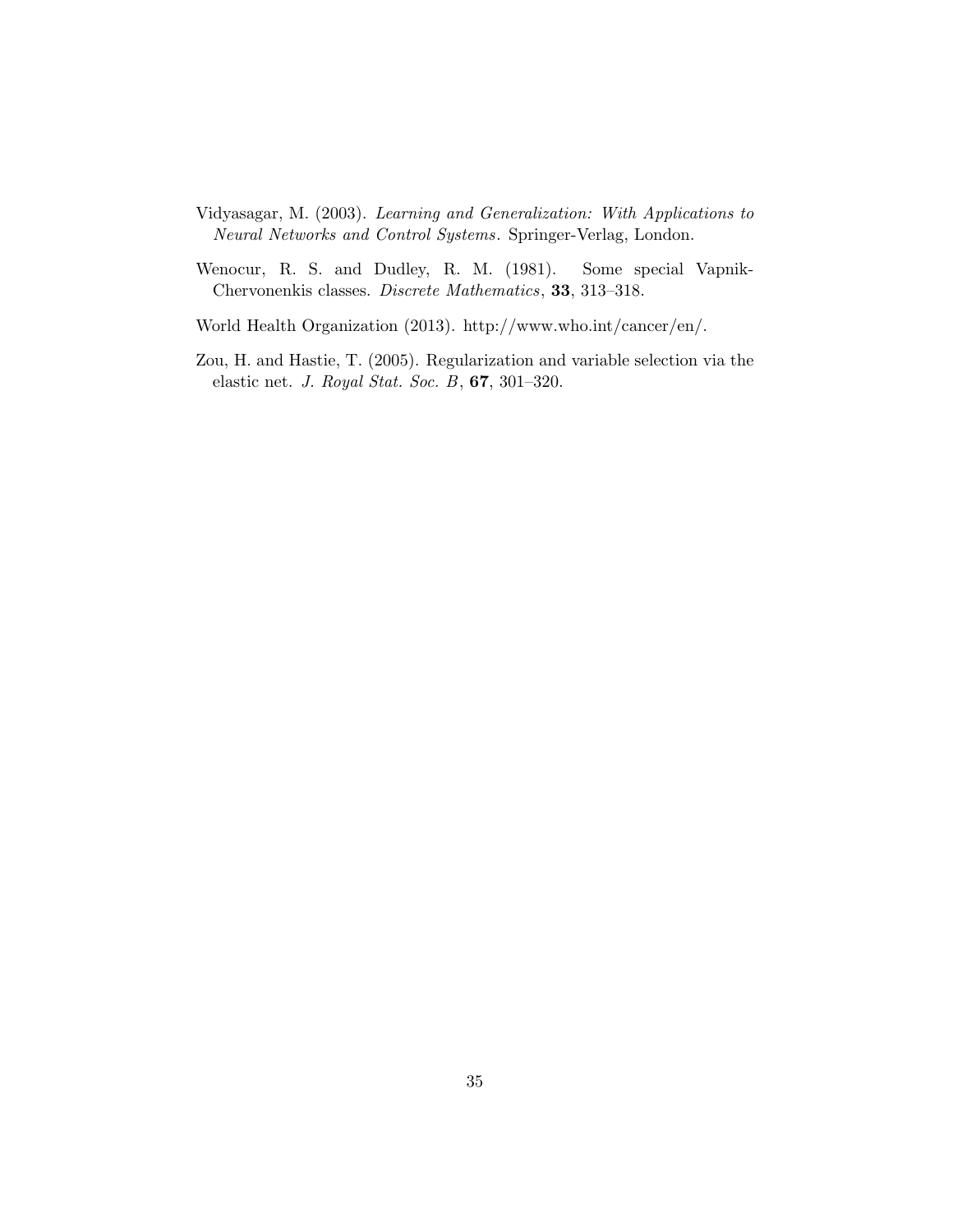Vidyasagar, M. (2003). *Learning and Generalization: With Applications to Neural Networks and Control Systems*. Springer-Verlag, London.

Wenocur, R. S. and Dudley, R. M. (1981). Some special Vapnik-Chervonenkis classes. *Discrete Mathematics*, **33**, 313–318.

World Health Organization (2013). http://www.who.int/cancer/en/.

Zou, H. and Hastie, T. (2005). Regularization and variable selection via the elastic net. *J. Royal Stat. Soc. B*, **67**, 301–320.